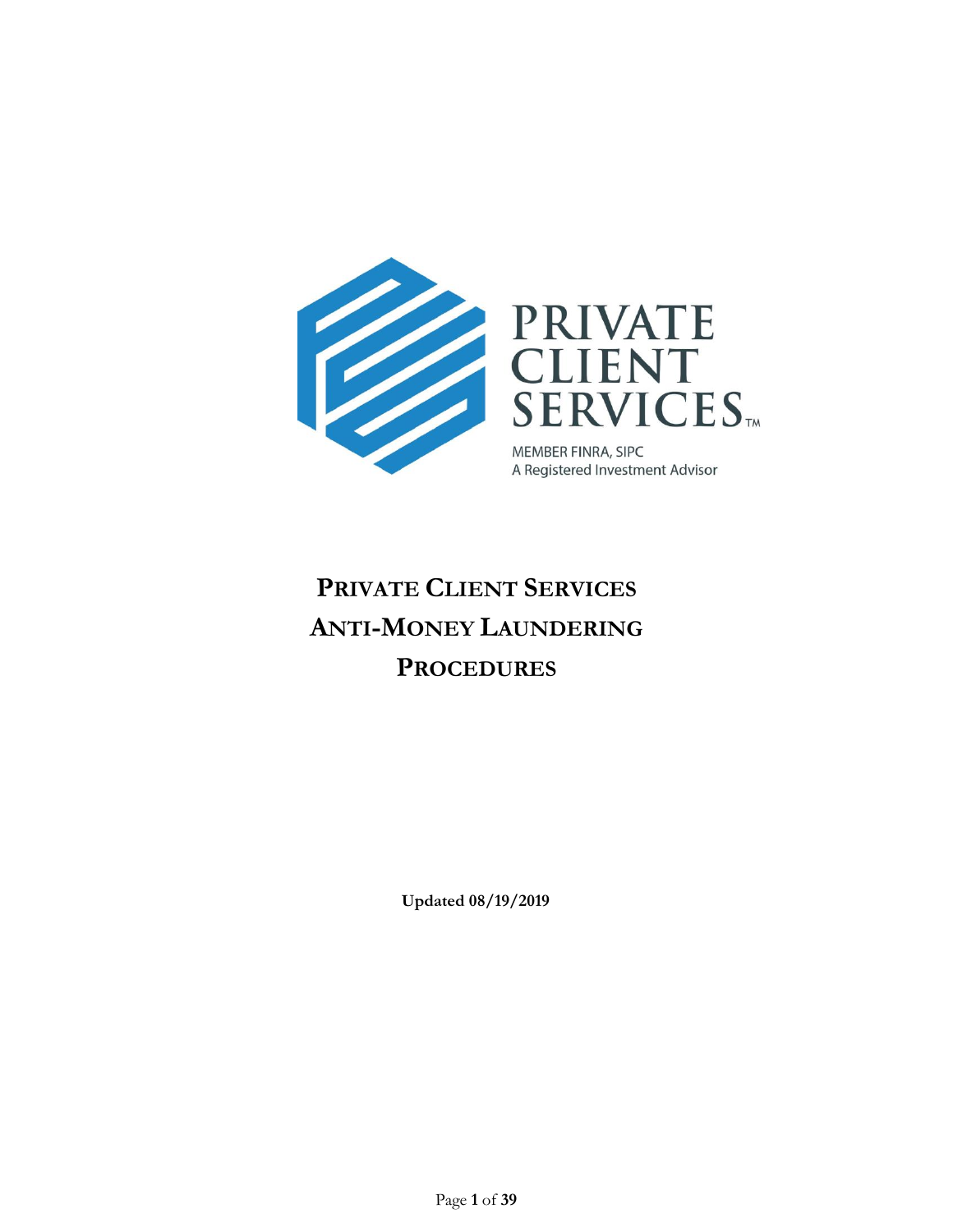PRIVATE CLIENT SERVICES™

MEMBER FINRA, SIPC
A Registered Investment Advisor

# PRIVATE CLIENT SERVICES ANTI-MONEY LAUNDERING PROCEDURES

**Updated 08/19/2019**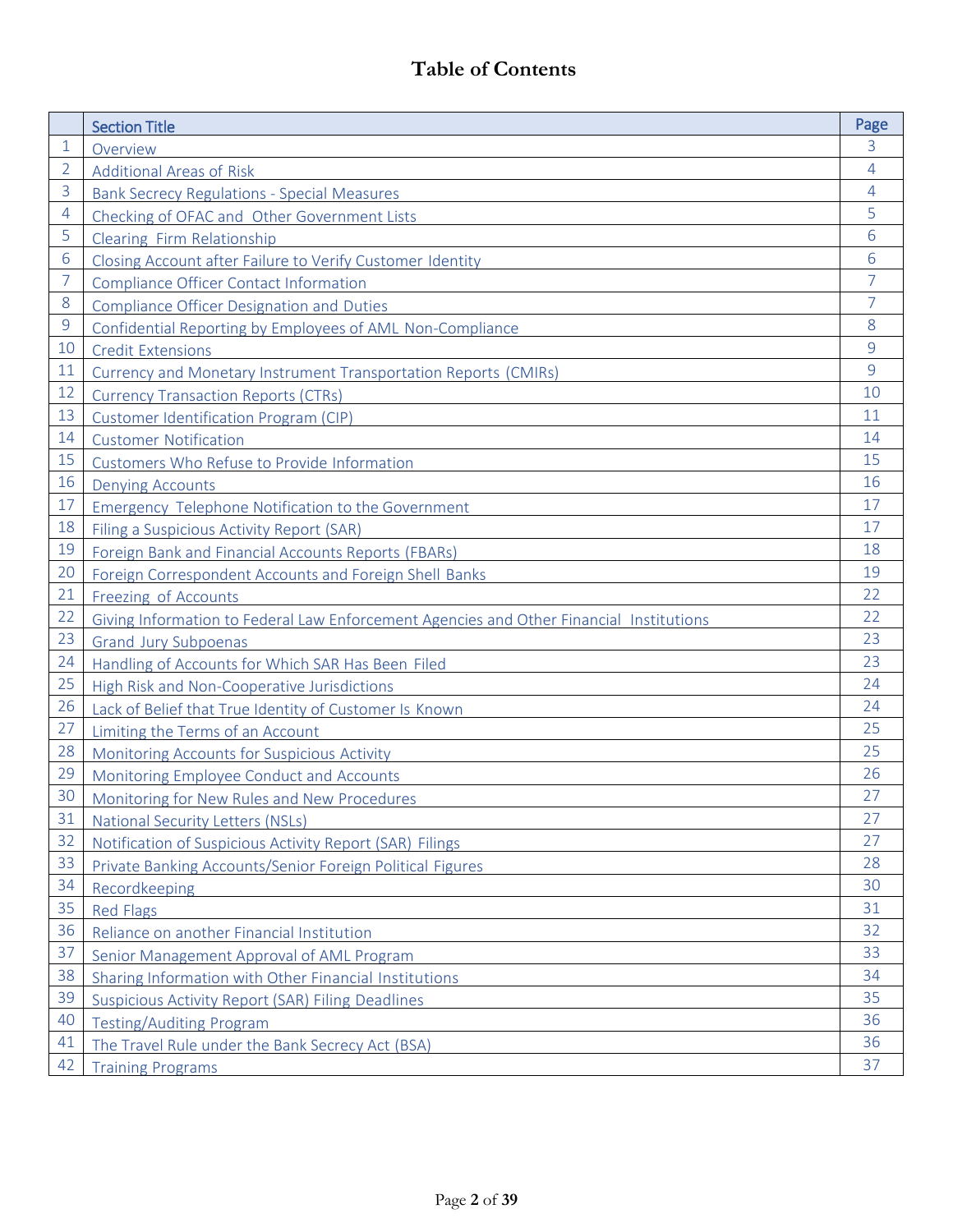# Table of Contents

| | Section Title | Page |
|---|---|---|
| 1 | Overview | 3 |
| 2 | Additional Areas of Risk | 4 |
| 3 | Bank Secrecy Regulations - Special Measures | 4 |
| 4 | Checking of OFAC and Other Government Lists | 5 |
| 5 | Clearing Firm Relationship | 6 |
| 6 | Closing Account after Failure to Verify Customer Identity | 6 |
| 7 | Compliance Officer Contact Information | 7 |
| 8 | Compliance Officer Designation and Duties | 7 |
| 9 | Confidential Reporting by Employees of AML Non-Compliance | 8 |
| 10 | Credit Extensions | 9 |
| 11 | Currency and Monetary Instrument Transportation Reports (CMIRs) | 9 |
| 12 | Currency Transaction Reports (CTRs) | 10 |
| 13 | Customer Identification Program (CIP) | 11 |
| 14 | Customer Notification | 14 |
| 15 | Customers Who Refuse to Provide Information | 15 |
| 16 | Denying Accounts | 16 |
| 17 | Emergency Telephone Notification to the Government | 17 |
| 18 | Filing a Suspicious Activity Report (SAR) | 17 |
| 19 | Foreign Bank and Financial Accounts Reports (FBARs) | 18 |
| 20 | Foreign Correspondent Accounts and Foreign Shell Banks | 19 |
| 21 | Freezing of Accounts | 22 |
| 22 | Giving Information to Federal Law Enforcement Agencies and Other Financial Institutions | 22 |
| 23 | Grand Jury Subpoenas | 23 |
| 24 | Handling of Accounts for Which SAR Has Been Filed | 23 |
| 25 | High Risk and Non-Cooperative Jurisdictions | 24 |
| 26 | Lack of Belief that True Identity of Customer Is Known | 24 |
| 27 | Limiting the Terms of an Account | 25 |
| 28 | Monitoring Accounts for Suspicious Activity | 25 |
| 29 | Monitoring Employee Conduct and Accounts | 26 |
| 30 | Monitoring for New Rules and New Procedures | 27 |
| 31 | National Security Letters (NSLs) | 27 |
| 32 | Notification of Suspicious Activity Report (SAR) Filings | 27 |
| 33 | Private Banking Accounts/Senior Foreign Political Figures | 28 |
| 34 | Recordkeeping | 30 |
| 35 | Red Flags | 31 |
| 36 | Reliance on another Financial Institution | 32 |
| 37 | Senior Management Approval of AML Program | 33 |
| 38 | Sharing Information with Other Financial Institutions | 34 |
| 39 | Suspicious Activity Report (SAR) Filing Deadlines | 35 |
| 40 | Testing/Auditing Program | 36 |
| 41 | The Travel Rule under the Bank Secrecy Act (BSA) | 36 |
| 42 | Training Programs | 37 |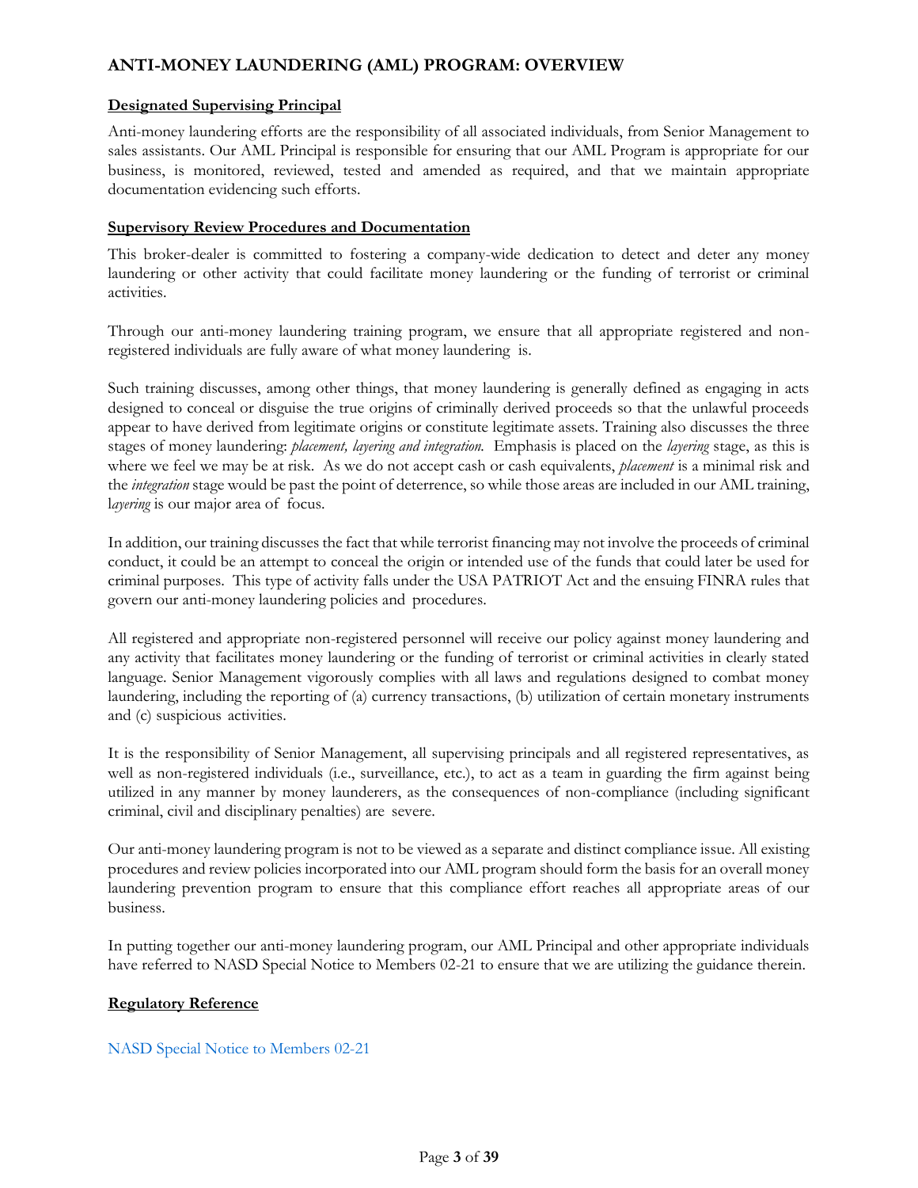## ANTI-MONEY LAUNDERING (AML) PROGRAM: OVERVIEW

### Designated Supervising Principal

Anti-money laundering efforts are the responsibility of all associated individuals, from Senior Management to sales assistants. Our AML Principal is responsible for ensuring that our AML Program is appropriate for our business, is monitored, reviewed, tested and amended as required, and that we maintain appropriate documentation evidencing such efforts.

### Supervisory Review Procedures and Documentation

This broker-dealer is committed to fostering a company-wide dedication to detect and deter any money laundering or other activity that could facilitate money laundering or the funding of terrorist or criminal activities.

Through our anti-money laundering training program, we ensure that all appropriate registered and non-registered individuals are fully aware of what money laundering is.

Such training discusses, among other things, that money laundering is generally defined as engaging in acts designed to conceal or disguise the true origins of criminally derived proceeds so that the unlawful proceeds appear to have derived from legitimate origins or constitute legitimate assets. Training also discusses the three stages of money laundering: *placement, layering and integration.* Emphasis is placed on the *layering* stage, as this is where we feel we may be at risk. As we do not accept cash or cash equivalents, *placement* is a minimal risk and the *integration* stage would be past the point of deterrence, so while those areas are included in our AML training, l*ayering* is our major area of focus.

In addition, our training discusses the fact that while terrorist financing may not involve the proceeds of criminal conduct, it could be an attempt to conceal the origin or intended use of the funds that could later be used for criminal purposes. This type of activity falls under the USA PATRIOT Act and the ensuing FINRA rules that govern our anti-money laundering policies and procedures.

All registered and appropriate non-registered personnel will receive our policy against money laundering and any activity that facilitates money laundering or the funding of terrorist or criminal activities in clearly stated language. Senior Management vigorously complies with all laws and regulations designed to combat money laundering, including the reporting of (a) currency transactions, (b) utilization of certain monetary instruments and (c) suspicious activities.

It is the responsibility of Senior Management, all supervising principals and all registered representatives, as well as non-registered individuals (i.e., surveillance, etc.), to act as a team in guarding the firm against being utilized in any manner by money launderers, as the consequences of non-compliance (including significant criminal, civil and disciplinary penalties) are severe.

Our anti-money laundering program is not to be viewed as a separate and distinct compliance issue. All existing procedures and review policies incorporated into our AML program should form the basis for an overall money laundering prevention program to ensure that this compliance effort reaches all appropriate areas of our business.

In putting together our anti-money laundering program, our AML Principal and other appropriate individuals have referred to NASD Special Notice to Members 02-21 to ensure that we are utilizing the guidance therein.

### Regulatory Reference

NASD Special Notice to Members 02-21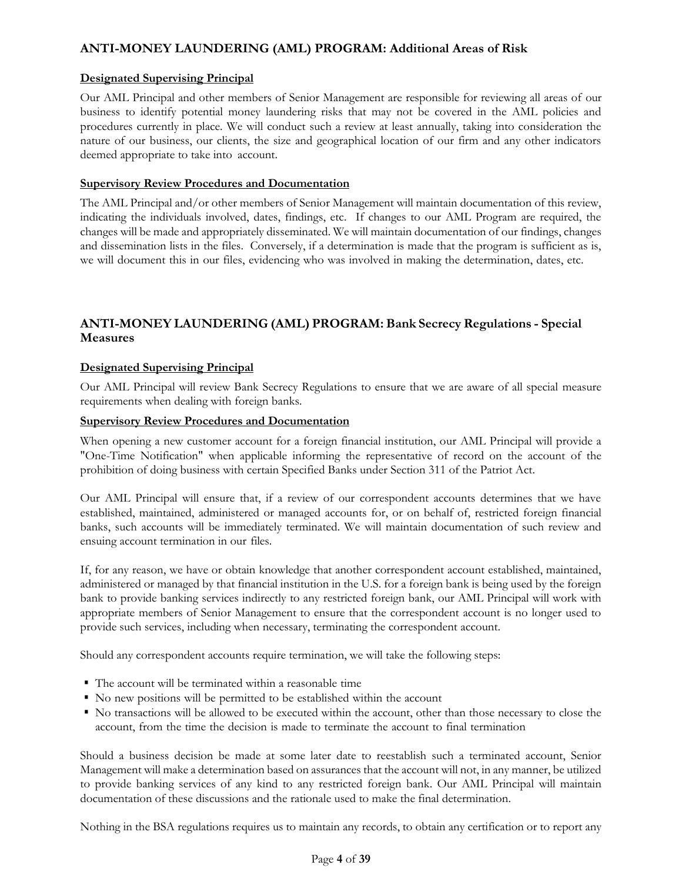## ANTI-MONEY LAUNDERING (AML) PROGRAM: Additional Areas of Risk

**Designated Supervising Principal**

Our AML Principal and other members of Senior Management are responsible for reviewing all areas of our business to identify potential money laundering risks that may not be covered in the AML policies and procedures currently in place. We will conduct such a review at least annually, taking into consideration the nature of our business, our clients, the size and geographical location of our firm and any other indicators deemed appropriate to take into account.

**Supervisory Review Procedures and Documentation**

The AML Principal and/or other members of Senior Management will maintain documentation of this review, indicating the individuals involved, dates, findings, etc. If changes to our AML Program are required, the changes will be made and appropriately disseminated. We will maintain documentation of our findings, changes and dissemination lists in the files. Conversely, if a determination is made that the program is sufficient as is, we will document this in our files, evidencing who was involved in making the determination, dates, etc.

## ANTI-MONEY LAUNDERING (AML) PROGRAM: Bank Secrecy Regulations - Special Measures

**Designated Supervising Principal**

Our AML Principal will review Bank Secrecy Regulations to ensure that we are aware of all special measure requirements when dealing with foreign banks.

**Supervisory Review Procedures and Documentation**

When opening a new customer account for a foreign financial institution, our AML Principal will provide a "One-Time Notification" when applicable informing the representative of record on the account of the prohibition of doing business with certain Specified Banks under Section 311 of the Patriot Act.

Our AML Principal will ensure that, if a review of our correspondent accounts determines that we have established, maintained, administered or managed accounts for, or on behalf of, restricted foreign financial banks, such accounts will be immediately terminated. We will maintain documentation of such review and ensuing account termination in our files.

If, for any reason, we have or obtain knowledge that another correspondent account established, maintained, administered or managed by that financial institution in the U.S. for a foreign bank is being used by the foreign bank to provide banking services indirectly to any restricted foreign bank, our AML Principal will work with appropriate members of Senior Management to ensure that the correspondent account is no longer used to provide such services, including when necessary, terminating the correspondent account.

Should any correspondent accounts require termination, we will take the following steps:

- The account will be terminated within a reasonable time
- No new positions will be permitted to be established within the account
- No transactions will be allowed to be executed within the account, other than those necessary to close the account, from the time the decision is made to terminate the account to final termination

Should a business decision be made at some later date to reestablish such a terminated account, Senior Management will make a determination based on assurances that the account will not, in any manner, be utilized to provide banking services of any kind to any restricted foreign bank. Our AML Principal will maintain documentation of these discussions and the rationale used to make the final determination.

Nothing in the BSA regulations requires us to maintain any records, to obtain any certification or to report any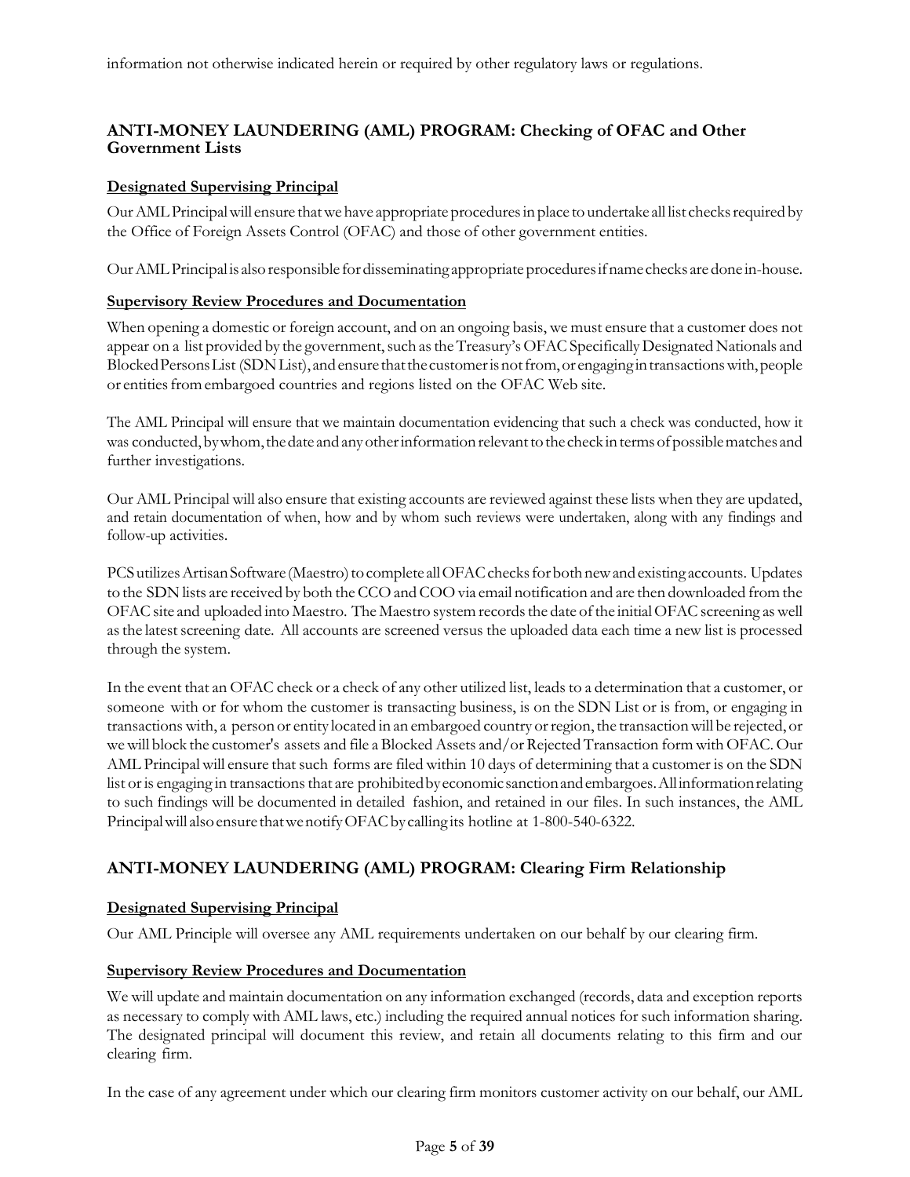information not otherwise indicated herein or required by other regulatory laws or regulations.

## ANTI-MONEY LAUNDERING (AML) PROGRAM: Checking of OFAC and Other Government Lists

### Designated Supervising Principal

Our AML Principal will ensure that we have appropriate procedures in place to undertake all list checks required by the Office of Foreign Assets Control (OFAC) and those of other government entities.

Our AML Principal is also responsible for disseminating appropriate procedures if name checks are done in-house.

### Supervisory Review Procedures and Documentation

When opening a domestic or foreign account, and on an ongoing basis, we must ensure that a customer does not appear on a list provided by the government, such as the Treasury's OFAC Specifically Designated Nationals and Blocked Persons List (SDN List), and ensure that the customer is not from, or engaging in transactions with, people or entities from embargoed countries and regions listed on the OFAC Web site.

The AML Principal will ensure that we maintain documentation evidencing that such a check was conducted, how it was conducted, by whom, the date and any other information relevant to the check in terms of possible matches and further investigations.

Our AML Principal will also ensure that existing accounts are reviewed against these lists when they are updated, and retain documentation of when, how and by whom such reviews were undertaken, along with any findings and follow-up activities.

PCS utilizes Artisan Software (Maestro) to complete all OFAC checks for both new and existing accounts. Updates to the SDN lists are received by both the CCO and COO via email notification and are then downloaded from the OFAC site and uploaded into Maestro. The Maestro system records the date of the initial OFAC screening as well as the latest screening date. All accounts are screened versus the uploaded data each time a new list is processed through the system.

In the event that an OFAC check or a check of any other utilized list, leads to a determination that a customer, or someone with or for whom the customer is transacting business, is on the SDN List or is from, or engaging in transactions with, a person or entity located in an embargoed country or region, the transaction will be rejected, or we will block the customer's assets and file a Blocked Assets and/or Rejected Transaction form with OFAC. Our AML Principal will ensure that such forms are filed within 10 days of determining that a customer is on the SDN list or is engaging in transactions that are prohibited by economic sanction and embargoes. All information relating to such findings will be documented in detailed fashion, and retained in our files. In such instances, the AML Principal will also ensure that we notify OFAC by calling its hotline at 1-800-540-6322.

## ANTI-MONEY LAUNDERING (AML) PROGRAM: Clearing Firm Relationship

### Designated Supervising Principal

Our AML Principle will oversee any AML requirements undertaken on our behalf by our clearing firm.

### Supervisory Review Procedures and Documentation

We will update and maintain documentation on any information exchanged (records, data and exception reports as necessary to comply with AML laws, etc.) including the required annual notices for such information sharing. The designated principal will document this review, and retain all documents relating to this firm and our clearing firm.

In the case of any agreement under which our clearing firm monitors customer activity on our behalf, our AML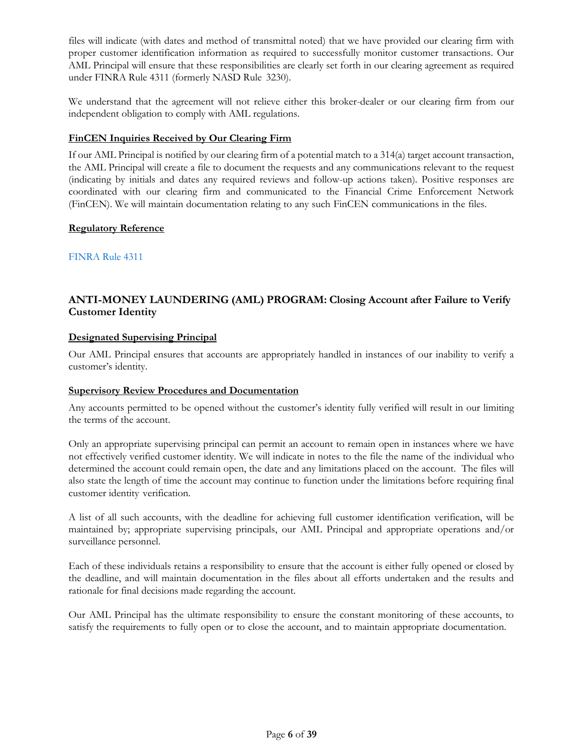files will indicate (with dates and method of transmittal noted) that we have provided our clearing firm with proper customer identification information as required to successfully monitor customer transactions. Our AML Principal will ensure that these responsibilities are clearly set forth in our clearing agreement as required under FINRA Rule 4311 (formerly NASD Rule 3230).

We understand that the agreement will not relieve either this broker-dealer or our clearing firm from our independent obligation to comply with AML regulations.

**FinCEN Inquiries Received by Our Clearing Firm**

If our AML Principal is notified by our clearing firm of a potential match to a 314(a) target account transaction, the AML Principal will create a file to document the requests and any communications relevant to the request (indicating by initials and dates any required reviews and follow-up actions taken). Positive responses are coordinated with our clearing firm and communicated to the Financial Crime Enforcement Network (FinCEN). We will maintain documentation relating to any such FinCEN communications in the files.

**Regulatory Reference**

FINRA Rule 4311

## ANTI-MONEY LAUNDERING (AML) PROGRAM: Closing Account after Failure to Verify Customer Identity

**Designated Supervising Principal**

Our AML Principal ensures that accounts are appropriately handled in instances of our inability to verify a customer's identity.

**Supervisory Review Procedures and Documentation**

Any accounts permitted to be opened without the customer's identity fully verified will result in our limiting the terms of the account.

Only an appropriate supervising principal can permit an account to remain open in instances where we have not effectively verified customer identity. We will indicate in notes to the file the name of the individual who determined the account could remain open, the date and any limitations placed on the account. The files will also state the length of time the account may continue to function under the limitations before requiring final customer identity verification.

A list of all such accounts, with the deadline for achieving full customer identification verification, will be maintained by; appropriate supervising principals, our AML Principal and appropriate operations and/or surveillance personnel.

Each of these individuals retains a responsibility to ensure that the account is either fully opened or closed by the deadline, and will maintain documentation in the files about all efforts undertaken and the results and rationale for final decisions made regarding the account.

Our AML Principal has the ultimate responsibility to ensure the constant monitoring of these accounts, to satisfy the requirements to fully open or to close the account, and to maintain appropriate documentation.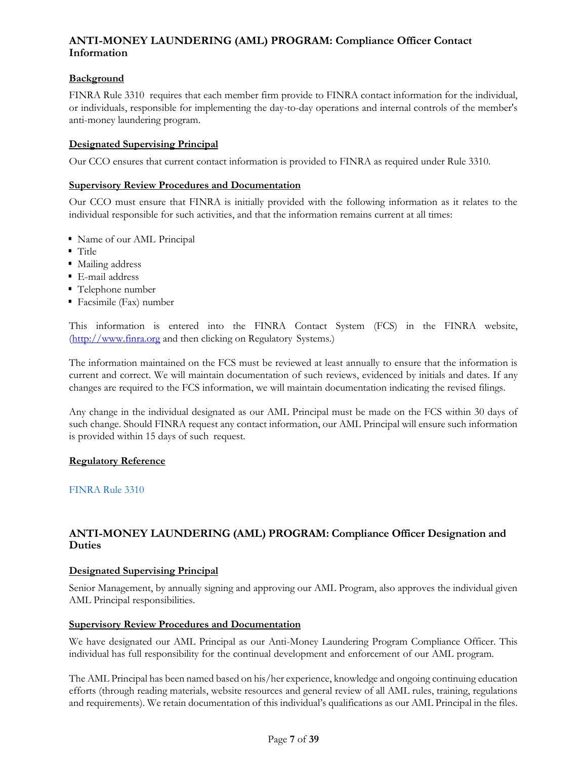## ANTI-MONEY LAUNDERING (AML) PROGRAM: Compliance Officer Contact Information

**Background**

FINRA Rule 3310 requires that each member firm provide to FINRA contact information for the individual, or individuals, responsible for implementing the day-to-day operations and internal controls of the member's anti-money laundering program.

**Designated Supervising Principal**

Our CCO ensures that current contact information is provided to FINRA as required under Rule 3310.

**Supervisory Review Procedures and Documentation**

Our CCO must ensure that FINRA is initially provided with the following information as it relates to the individual responsible for such activities, and that the information remains current at all times:

- Name of our AML Principal
- Title
- Mailing address
- E-mail address
- Telephone number
- Facsimile (Fax) number

This information is entered into the FINRA Contact System (FCS) in the FINRA website, (http://www.finra.org and then clicking on Regulatory Systems.)

The information maintained on the FCS must be reviewed at least annually to ensure that the information is current and correct. We will maintain documentation of such reviews, evidenced by initials and dates. If any changes are required to the FCS information, we will maintain documentation indicating the revised filings.

Any change in the individual designated as our AML Principal must be made on the FCS within 30 days of such change. Should FINRA request any contact information, our AML Principal will ensure such information is provided within 15 days of such request.

**Regulatory Reference**

FINRA Rule 3310

## ANTI-MONEY LAUNDERING (AML) PROGRAM: Compliance Officer Designation and Duties

**Designated Supervising Principal**

Senior Management, by annually signing and approving our AML Program, also approves the individual given AML Principal responsibilities.

**Supervisory Review Procedures and Documentation**

We have designated our AML Principal as our Anti-Money Laundering Program Compliance Officer. This individual has full responsibility for the continual development and enforcement of our AML program.

The AML Principal has been named based on his/her experience, knowledge and ongoing continuing education efforts (through reading materials, website resources and general review of all AML rules, training, regulations and requirements). We retain documentation of this individual's qualifications as our AML Principal in the files.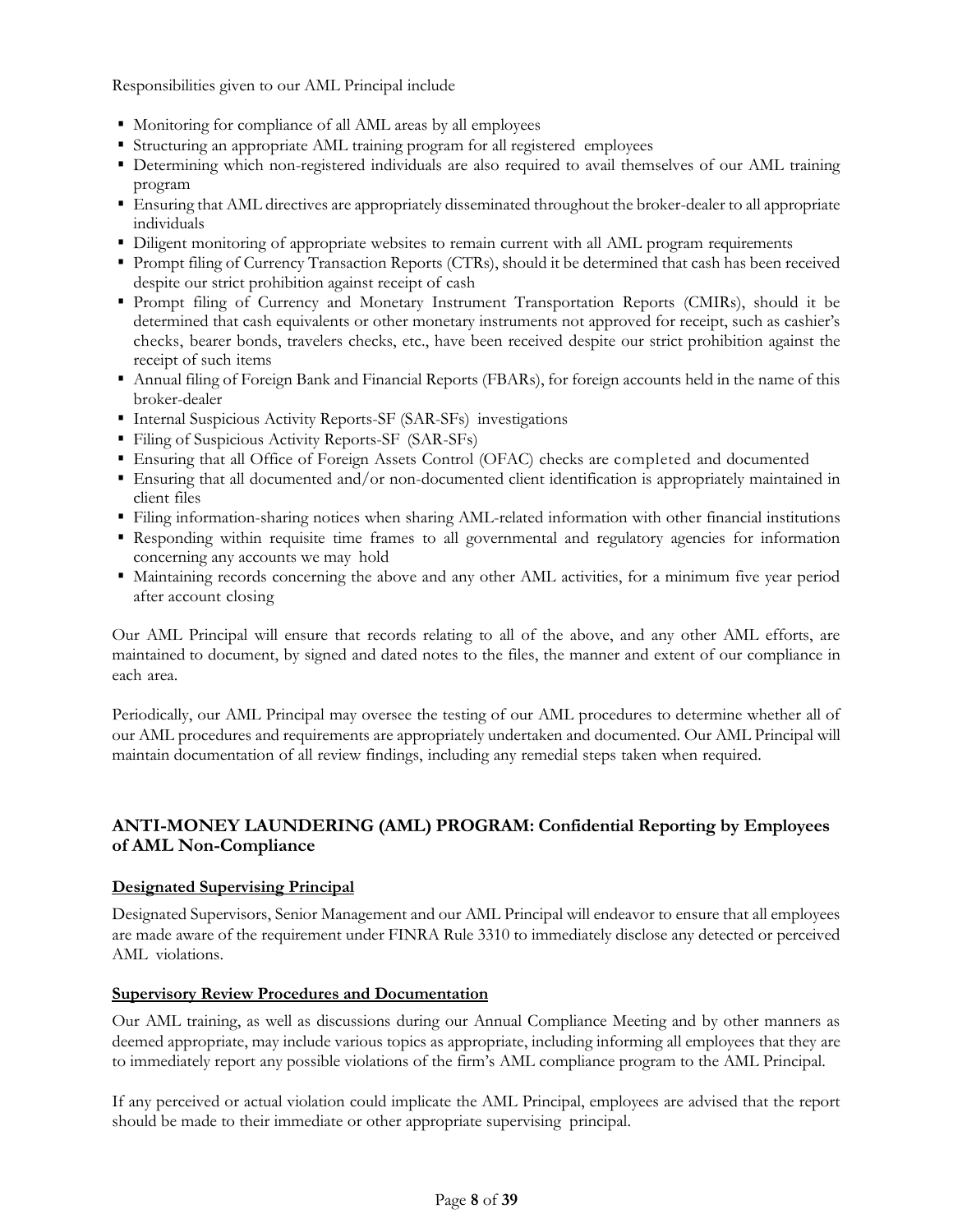Responsibilities given to our AML Principal include

- Monitoring for compliance of all AML areas by all employees
- Structuring an appropriate AML training program for all registered employees
- Determining which non-registered individuals are also required to avail themselves of our AML training program
- Ensuring that AML directives are appropriately disseminated throughout the broker-dealer to all appropriate individuals
- Diligent monitoring of appropriate websites to remain current with all AML program requirements
- Prompt filing of Currency Transaction Reports (CTRs), should it be determined that cash has been received despite our strict prohibition against receipt of cash
- Prompt filing of Currency and Monetary Instrument Transportation Reports (CMIRs), should it be determined that cash equivalents or other monetary instruments not approved for receipt, such as cashier's checks, bearer bonds, travelers checks, etc., have been received despite our strict prohibition against the receipt of such items
- Annual filing of Foreign Bank and Financial Reports (FBARs), for foreign accounts held in the name of this broker-dealer
- Internal Suspicious Activity Reports-SF (SAR-SFs) investigations
- Filing of Suspicious Activity Reports-SF (SAR-SFs)
- Ensuring that all Office of Foreign Assets Control (OFAC) checks are completed and documented
- Ensuring that all documented and/or non-documented client identification is appropriately maintained in client files
- Filing information-sharing notices when sharing AML-related information with other financial institutions
- Responding within requisite time frames to all governmental and regulatory agencies for information concerning any accounts we may hold
- Maintaining records concerning the above and any other AML activities, for a minimum five year period after account closing

Our AML Principal will ensure that records relating to all of the above, and any other AML efforts, are maintained to document, by signed and dated notes to the files, the manner and extent of our compliance in each area.

Periodically, our AML Principal may oversee the testing of our AML procedures to determine whether all of our AML procedures and requirements are appropriately undertaken and documented. Our AML Principal will maintain documentation of all review findings, including any remedial steps taken when required.

## ANTI-MONEY LAUNDERING (AML) PROGRAM: Confidential Reporting by Employees of AML Non-Compliance

**Designated Supervising Principal**

Designated Supervisors, Senior Management and our AML Principal will endeavor to ensure that all employees are made aware of the requirement under FINRA Rule 3310 to immediately disclose any detected or perceived AML violations.

**Supervisory Review Procedures and Documentation**

Our AML training, as well as discussions during our Annual Compliance Meeting and by other manners as deemed appropriate, may include various topics as appropriate, including informing all employees that they are to immediately report any possible violations of the firm's AML compliance program to the AML Principal.

If any perceived or actual violation could implicate the AML Principal, employees are advised that the report should be made to their immediate or other appropriate supervising principal.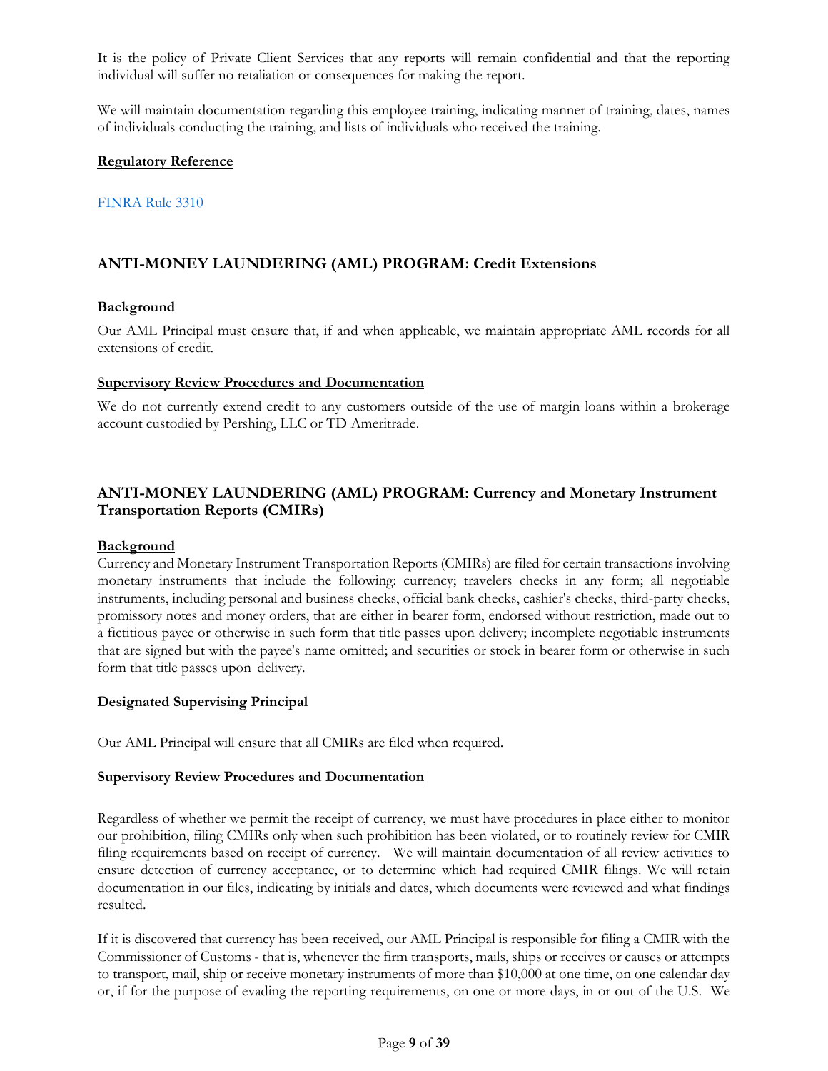It is the policy of Private Client Services that any reports will remain confidential and that the reporting individual will suffer no retaliation or consequences for making the report.

We will maintain documentation regarding this employee training, indicating manner of training, dates, names of individuals conducting the training, and lists of individuals who received the training.

**Regulatory Reference**

FINRA Rule 3310

## ANTI-MONEY LAUNDERING (AML) PROGRAM: Credit Extensions

**Background**

Our AML Principal must ensure that, if and when applicable, we maintain appropriate AML records for all extensions of credit.

**Supervisory Review Procedures and Documentation**

We do not currently extend credit to any customers outside of the use of margin loans within a brokerage account custodied by Pershing, LLC or TD Ameritrade.

## ANTI-MONEY LAUNDERING (AML) PROGRAM: Currency and Monetary Instrument Transportation Reports (CMIRs)

**Background**

Currency and Monetary Instrument Transportation Reports (CMIRs) are filed for certain transactions involving monetary instruments that include the following: currency; travelers checks in any form; all negotiable instruments, including personal and business checks, official bank checks, cashier's checks, third-party checks, promissory notes and money orders, that are either in bearer form, endorsed without restriction, made out to a fictitious payee or otherwise in such form that title passes upon delivery; incomplete negotiable instruments that are signed but with the payee's name omitted; and securities or stock in bearer form or otherwise in such form that title passes upon delivery.

**Designated Supervising Principal**

Our AML Principal will ensure that all CMIRs are filed when required.

**Supervisory Review Procedures and Documentation**

Regardless of whether we permit the receipt of currency, we must have procedures in place either to monitor our prohibition, filing CMIRs only when such prohibition has been violated, or to routinely review for CMIR filing requirements based on receipt of currency. We will maintain documentation of all review activities to ensure detection of currency acceptance, or to determine which had required CMIR filings. We will retain documentation in our files, indicating by initials and dates, which documents were reviewed and what findings resulted.

If it is discovered that currency has been received, our AML Principal is responsible for filing a CMIR with the Commissioner of Customs - that is, whenever the firm transports, mails, ships or receives or causes or attempts to transport, mail, ship or receive monetary instruments of more than $10,000 at one time, on one calendar day or, if for the purpose of evading the reporting requirements, on one or more days, in or out of the U.S. We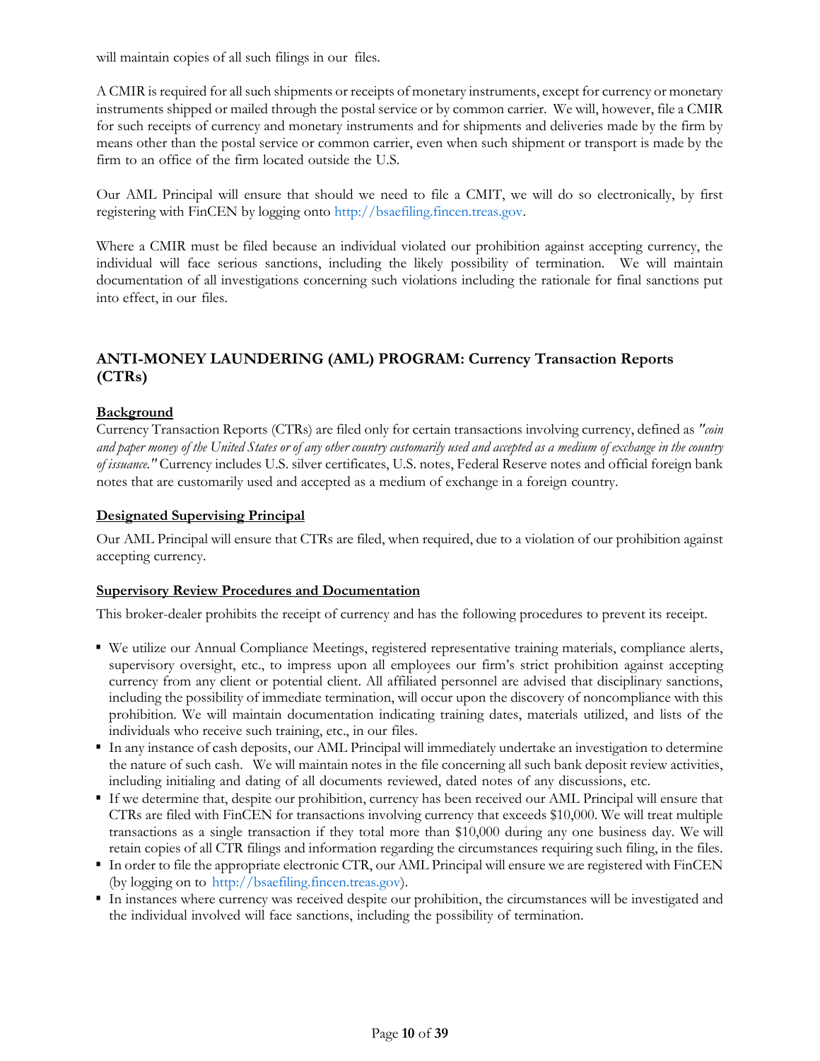will maintain copies of all such filings in our files.

A CMIR is required for all such shipments or receipts of monetary instruments, except for currency or monetary instruments shipped or mailed through the postal service or by common carrier. We will, however, file a CMIR for such receipts of currency and monetary instruments and for shipments and deliveries made by the firm by means other than the postal service or common carrier, even when such shipment or transport is made by the firm to an office of the firm located outside the U.S.

Our AML Principal will ensure that should we need to file a CMIT, we will do so electronically, by first registering with FinCEN by logging onto http://bsaefiling.fincen.treas.gov.

Where a CMIR must be filed because an individual violated our prohibition against accepting currency, the individual will face serious sanctions, including the likely possibility of termination. We will maintain documentation of all investigations concerning such violations including the rationale for final sanctions put into effect, in our files.

## ANTI-MONEY LAUNDERING (AML) PROGRAM: Currency Transaction Reports (CTRs)

**Background**

Currency Transaction Reports (CTRs) are filed only for certain transactions involving currency, defined as *"coin and paper money of the United States or of any other country customarily used and accepted as a medium of exchange in the country of issuance."* Currency includes U.S. silver certificates, U.S. notes, Federal Reserve notes and official foreign bank notes that are customarily used and accepted as a medium of exchange in a foreign country.

**Designated Supervising Principal**

Our AML Principal will ensure that CTRs are filed, when required, due to a violation of our prohibition against accepting currency.

**Supervisory Review Procedures and Documentation**

This broker-dealer prohibits the receipt of currency and has the following procedures to prevent its receipt.

- We utilize our Annual Compliance Meetings, registered representative training materials, compliance alerts, supervisory oversight, etc., to impress upon all employees our firm's strict prohibition against accepting currency from any client or potential client. All affiliated personnel are advised that disciplinary sanctions, including the possibility of immediate termination, will occur upon the discovery of noncompliance with this prohibition. We will maintain documentation indicating training dates, materials utilized, and lists of the individuals who receive such training, etc., in our files.
- In any instance of cash deposits, our AML Principal will immediately undertake an investigation to determine the nature of such cash. We will maintain notes in the file concerning all such bank deposit review activities, including initialing and dating of all documents reviewed, dated notes of any discussions, etc.
- If we determine that, despite our prohibition, currency has been received our AML Principal will ensure that CTRs are filed with FinCEN for transactions involving currency that exceeds $10,000. We will treat multiple transactions as a single transaction if they total more than $10,000 during any one business day. We will retain copies of all CTR filings and information regarding the circumstances requiring such filing, in the files.
- In order to file the appropriate electronic CTR, our AML Principal will ensure we are registered with FinCEN (by logging on to http://bsaefiling.fincen.treas.gov).
- In instances where currency was received despite our prohibition, the circumstances will be investigated and the individual involved will face sanctions, including the possibility of termination.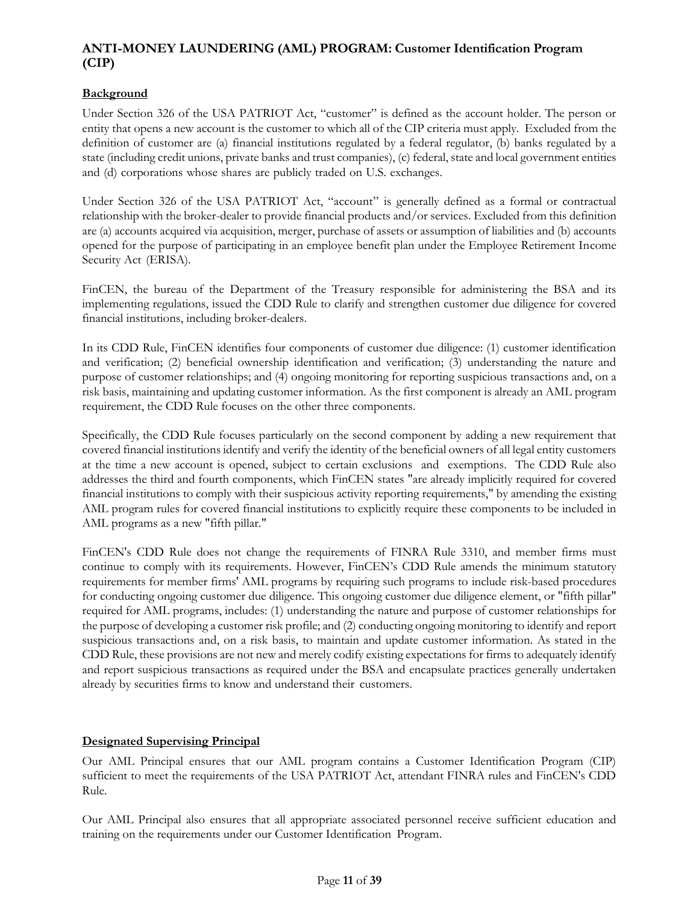## ANTI-MONEY LAUNDERING (AML) PROGRAM: Customer Identification Program (CIP)

### Background

Under Section 326 of the USA PATRIOT Act, "customer" is defined as the account holder. The person or entity that opens a new account is the customer to which all of the CIP criteria must apply. Excluded from the definition of customer are (a) financial institutions regulated by a federal regulator, (b) banks regulated by a state (including credit unions, private banks and trust companies), (c) federal, state and local government entities and (d) corporations whose shares are publicly traded on U.S. exchanges.

Under Section 326 of the USA PATRIOT Act, "account" is generally defined as a formal or contractual relationship with the broker-dealer to provide financial products and/or services. Excluded from this definition are (a) accounts acquired via acquisition, merger, purchase of assets or assumption of liabilities and (b) accounts opened for the purpose of participating in an employee benefit plan under the Employee Retirement Income Security Act (ERISA).

FinCEN, the bureau of the Department of the Treasury responsible for administering the BSA and its implementing regulations, issued the CDD Rule to clarify and strengthen customer due diligence for covered financial institutions, including broker-dealers.

In its CDD Rule, FinCEN identifies four components of customer due diligence: (1) customer identification and verification; (2) beneficial ownership identification and verification; (3) understanding the nature and purpose of customer relationships; and (4) ongoing monitoring for reporting suspicious transactions and, on a risk basis, maintaining and updating customer information. As the first component is already an AML program requirement, the CDD Rule focuses on the other three components.

Specifically, the CDD Rule focuses particularly on the second component by adding a new requirement that covered financial institutions identify and verify the identity of the beneficial owners of all legal entity customers at the time a new account is opened, subject to certain exclusions and exemptions. The CDD Rule also addresses the third and fourth components, which FinCEN states "are already implicitly required for covered financial institutions to comply with their suspicious activity reporting requirements," by amending the existing AML program rules for covered financial institutions to explicitly require these components to be included in AML programs as a new "fifth pillar."

FinCEN's CDD Rule does not change the requirements of FINRA Rule 3310, and member firms must continue to comply with its requirements. However, FinCEN's CDD Rule amends the minimum statutory requirements for member firms' AML programs by requiring such programs to include risk-based procedures for conducting ongoing customer due diligence. This ongoing customer due diligence element, or "fifth pillar" required for AML programs, includes: (1) understanding the nature and purpose of customer relationships for the purpose of developing a customer risk profile; and (2) conducting ongoing monitoring to identify and report suspicious transactions and, on a risk basis, to maintain and update customer information. As stated in the CDD Rule, these provisions are not new and merely codify existing expectations for firms to adequately identify and report suspicious transactions as required under the BSA and encapsulate practices generally undertaken already by securities firms to know and understand their customers.

### Designated Supervising Principal

Our AML Principal ensures that our AML program contains a Customer Identification Program (CIP) sufficient to meet the requirements of the USA PATRIOT Act, attendant FINRA rules and FinCEN's CDD Rule.

Our AML Principal also ensures that all appropriate associated personnel receive sufficient education and training on the requirements under our Customer Identification Program.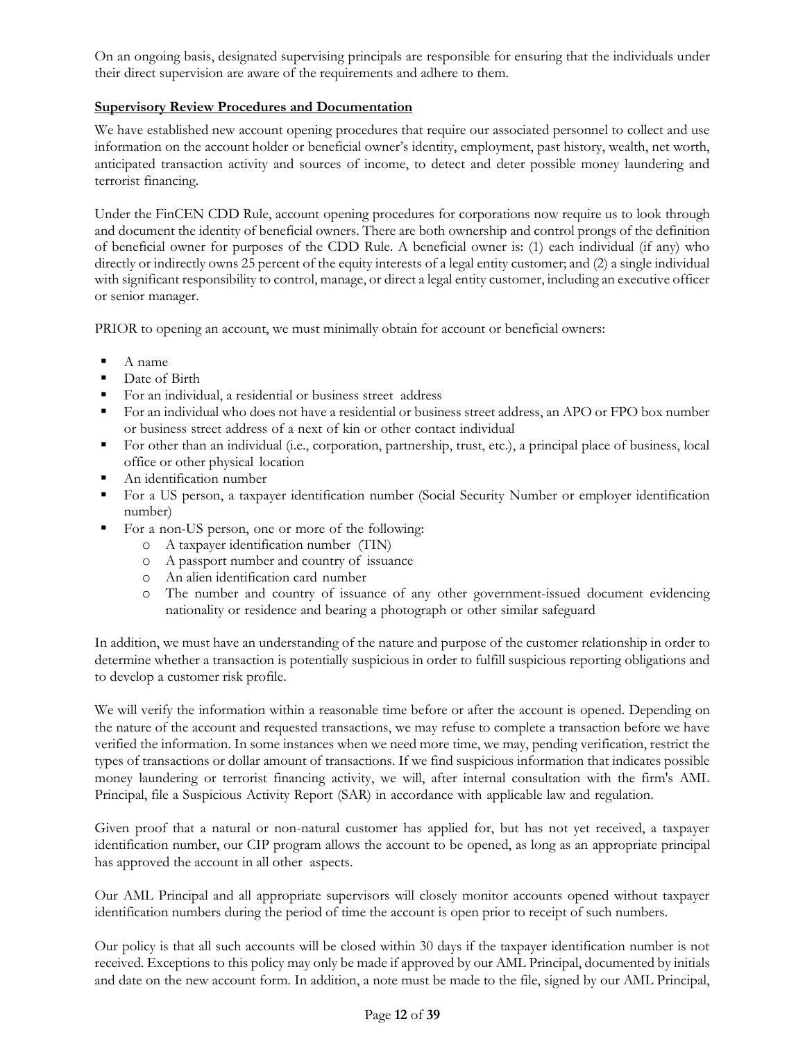On an ongoing basis, designated supervising principals are responsible for ensuring that the individuals under their direct supervision are aware of the requirements and adhere to them.

**Supervisory Review Procedures and Documentation**

We have established new account opening procedures that require our associated personnel to collect and use information on the account holder or beneficial owner's identity, employment, past history, wealth, net worth, anticipated transaction activity and sources of income, to detect and deter possible money laundering and terrorist financing.

Under the FinCEN CDD Rule, account opening procedures for corporations now require us to look through and document the identity of beneficial owners. There are both ownership and control prongs of the definition of beneficial owner for purposes of the CDD Rule. A beneficial owner is: (1) each individual (if any) who directly or indirectly owns 25 percent of the equity interests of a legal entity customer; and (2) a single individual with significant responsibility to control, manage, or direct a legal entity customer, including an executive officer or senior manager.

PRIOR to opening an account, we must minimally obtain for account or beneficial owners:

- A name
- Date of Birth
- For an individual, a residential or business street address
- For an individual who does not have a residential or business street address, an APO or FPO box number or business street address of a next of kin or other contact individual
- For other than an individual (i.e., corporation, partnership, trust, etc.), a principal place of business, local office or other physical location
- An identification number
- For a US person, a taxpayer identification number (Social Security Number or employer identification number)
- For a non-US person, one or more of the following:
  - A taxpayer identification number (TIN)
  - A passport number and country of issuance
  - An alien identification card number
  - The number and country of issuance of any other government-issued document evidencing nationality or residence and bearing a photograph or other similar safeguard

In addition, we must have an understanding of the nature and purpose of the customer relationship in order to determine whether a transaction is potentially suspicious in order to fulfill suspicious reporting obligations and to develop a customer risk profile.

We will verify the information within a reasonable time before or after the account is opened. Depending on the nature of the account and requested transactions, we may refuse to complete a transaction before we have verified the information. In some instances when we need more time, we may, pending verification, restrict the types of transactions or dollar amount of transactions. If we find suspicious information that indicates possible money laundering or terrorist financing activity, we will, after internal consultation with the firm's AML Principal, file a Suspicious Activity Report (SAR) in accordance with applicable law and regulation.

Given proof that a natural or non-natural customer has applied for, but has not yet received, a taxpayer identification number, our CIP program allows the account to be opened, as long as an appropriate principal has approved the account in all other aspects.

Our AML Principal and all appropriate supervisors will closely monitor accounts opened without taxpayer identification numbers during the period of time the account is open prior to receipt of such numbers.

Our policy is that all such accounts will be closed within 30 days if the taxpayer identification number is not received. Exceptions to this policy may only be made if approved by our AML Principal, documented by initials and date on the new account form. In addition, a note must be made to the file, signed by our AML Principal,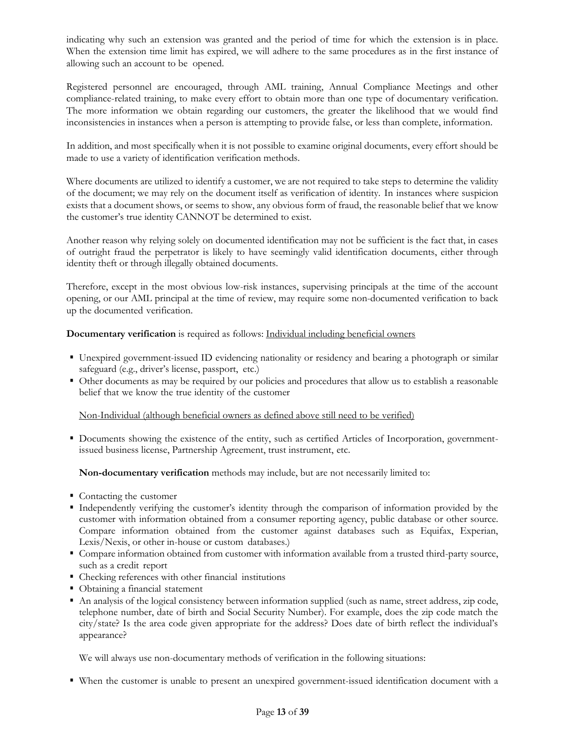indicating why such an extension was granted and the period of time for which the extension is in place. When the extension time limit has expired, we will adhere to the same procedures as in the first instance of allowing such an account to be opened.

Registered personnel are encouraged, through AML training, Annual Compliance Meetings and other compliance-related training, to make every effort to obtain more than one type of documentary verification. The more information we obtain regarding our customers, the greater the likelihood that we would find inconsistencies in instances when a person is attempting to provide false, or less than complete, information.

In addition, and most specifically when it is not possible to examine original documents, every effort should be made to use a variety of identification verification methods.

Where documents are utilized to identify a customer, we are not required to take steps to determine the validity of the document; we may rely on the document itself as verification of identity. In instances where suspicion exists that a document shows, or seems to show, any obvious form of fraud, the reasonable belief that we know the customer's true identity CANNOT be determined to exist.

Another reason why relying solely on documented identification may not be sufficient is the fact that, in cases of outright fraud the perpetrator is likely to have seemingly valid identification documents, either through identity theft or through illegally obtained documents.

Therefore, except in the most obvious low-risk instances, supervising principals at the time of the account opening, or our AML principal at the time of review, may require some non-documented verification to back up the documented verification.

**Documentary verification** is required as follows: <u>Individual including beneficial owners</u>

- Unexpired government-issued ID evidencing nationality or residency and bearing a photograph or similar safeguard (e.g., driver's license, passport, etc.)
- Other documents as may be required by our policies and procedures that allow us to establish a reasonable belief that we know the true identity of the customer

<u>Non-Individual (although beneficial owners as defined above still need to be verified)</u>

- Documents showing the existence of the entity, such as certified Articles of Incorporation, government-issued business license, Partnership Agreement, trust instrument, etc.

**Non-documentary verification** methods may include, but are not necessarily limited to:

- Contacting the customer
- Independently verifying the customer's identity through the comparison of information provided by the customer with information obtained from a consumer reporting agency, public database or other source. Compare information obtained from the customer against databases such as Equifax, Experian, Lexis/Nexis, or other in-house or custom databases.)
- Compare information obtained from customer with information available from a trusted third-party source, such as a credit report
- Checking references with other financial institutions
- Obtaining a financial statement
- An analysis of the logical consistency between information supplied (such as name, street address, zip code, telephone number, date of birth and Social Security Number). For example, does the zip code match the city/state? Is the area code given appropriate for the address? Does date of birth reflect the individual's appearance?

We will always use non-documentary methods of verification in the following situations:

- When the customer is unable to present an unexpired government-issued identification document with a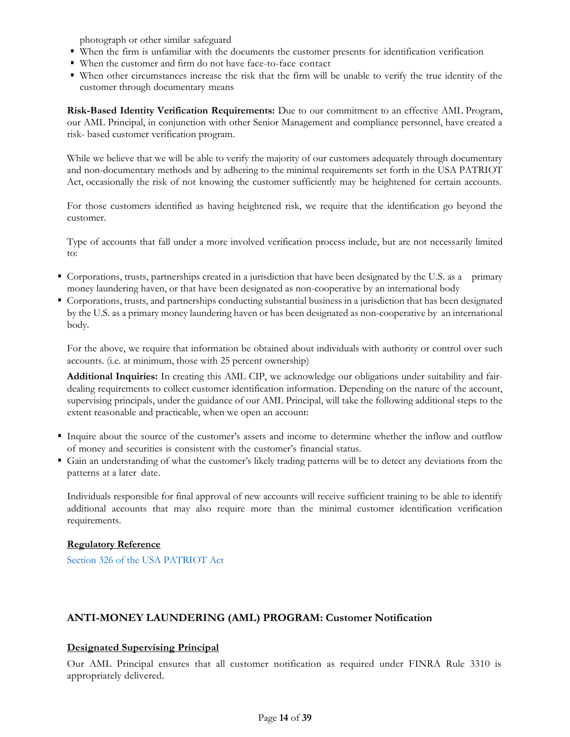photograph or other similar safeguard

- When the firm is unfamiliar with the documents the customer presents for identification verification
- When the customer and firm do not have face-to-face contact
- When other circumstances increase the risk that the firm will be unable to verify the true identity of the customer through documentary means

**Risk-Based Identity Verification Requirements:** Due to our commitment to an effective AML Program, our AML Principal, in conjunction with other Senior Management and compliance personnel, have created a risk- based customer verification program.

While we believe that we will be able to verify the majority of our customers adequately through documentary and non-documentary methods and by adhering to the minimal requirements set forth in the USA PATRIOT Act, occasionally the risk of not knowing the customer sufficiently may be heightened for certain accounts.

For those customers identified as having heightened risk, we require that the identification go beyond the customer.

Type of accounts that fall under a more involved verification process include, but are not necessarily limited to:

- Corporations, trusts, partnerships created in a jurisdiction that have been designated by the U.S. as a primary money laundering haven, or that have been designated as non-cooperative by an international body
- Corporations, trusts, and partnerships conducting substantial business in a jurisdiction that has been designated by the U.S. as a primary money laundering haven or has been designated as non-cooperative by an international body.

For the above, we require that information be obtained about individuals with authority or control over such accounts. (i.e. at minimum, those with 25 percent ownership)

**Additional Inquiries:** In creating this AML CIP, we acknowledge our obligations under suitability and fair-dealing requirements to collect customer identification information. Depending on the nature of the account, supervising principals, under the guidance of our AML Principal, will take the following additional steps to the extent reasonable and practicable, when we open an account:

- Inquire about the source of the customer's assets and income to determine whether the inflow and outflow of money and securities is consistent with the customer's financial status.
- Gain an understanding of what the customer's likely trading patterns will be to detect any deviations from the patterns at a later date.

Individuals responsible for final approval of new accounts will receive sufficient training to be able to identify additional accounts that may also require more than the minimal customer identification verification requirements.

**Regulatory Reference**

Section 326 of the USA PATRIOT Act

## ANTI-MONEY LAUNDERING (AML) PROGRAM: Customer Notification

**Designated Supervising Principal**

Our AML Principal ensures that all customer notification as required under FINRA Rule 3310 is appropriately delivered.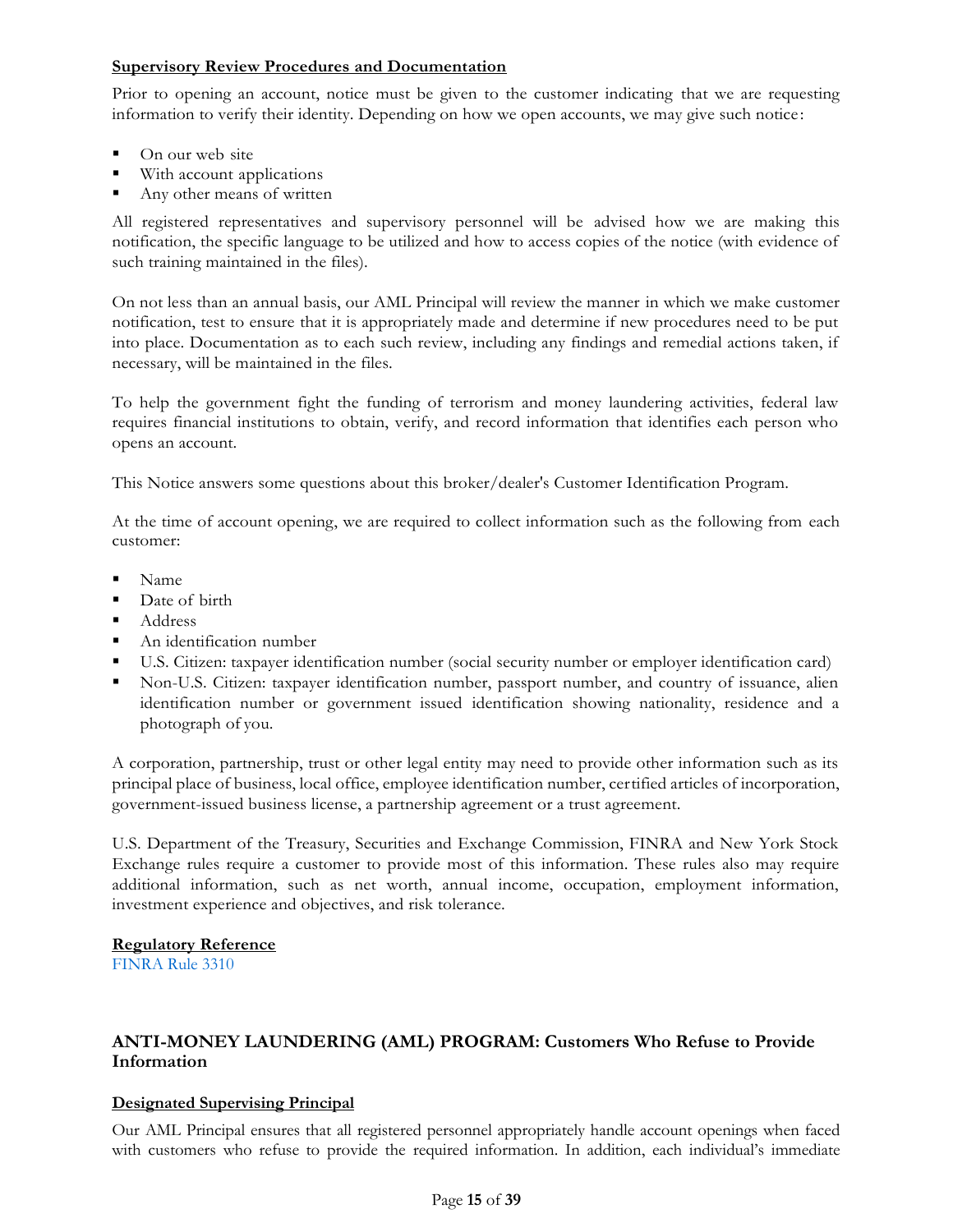**Supervisory Review Procedures and Documentation**

Prior to opening an account, notice must be given to the customer indicating that we are requesting information to verify their identity. Depending on how we open accounts, we may give such notice:

- On our web site
- With account applications
- Any other means of written

All registered representatives and supervisory personnel will be advised how we are making this notification, the specific language to be utilized and how to access copies of the notice (with evidence of such training maintained in the files).

On not less than an annual basis, our AML Principal will review the manner in which we make customer notification, test to ensure that it is appropriately made and determine if new procedures need to be put into place. Documentation as to each such review, including any findings and remedial actions taken, if necessary, will be maintained in the files.

To help the government fight the funding of terrorism and money laundering activities, federal law requires financial institutions to obtain, verify, and record information that identifies each person who opens an account.

This Notice answers some questions about this broker/dealer's Customer Identification Program.

At the time of account opening, we are required to collect information such as the following from each customer:

- Name
- Date of birth
- Address
- An identification number
- U.S. Citizen: taxpayer identification number (social security number or employer identification card)
- Non-U.S. Citizen: taxpayer identification number, passport number, and country of issuance, alien identification number or government issued identification showing nationality, residence and a photograph of you.

A corporation, partnership, trust or other legal entity may need to provide other information such as its principal place of business, local office, employee identification number, certified articles of incorporation, government-issued business license, a partnership agreement or a trust agreement.

U.S. Department of the Treasury, Securities and Exchange Commission, FINRA and New York Stock Exchange rules require a customer to provide most of this information. These rules also may require additional information, such as net worth, annual income, occupation, employment information, investment experience and objectives, and risk tolerance.

**Regulatory Reference**

FINRA Rule 3310

## ANTI-MONEY LAUNDERING (AML) PROGRAM: Customers Who Refuse to Provide Information

**Designated Supervising Principal**

Our AML Principal ensures that all registered personnel appropriately handle account openings when faced with customers who refuse to provide the required information. In addition, each individual's immediate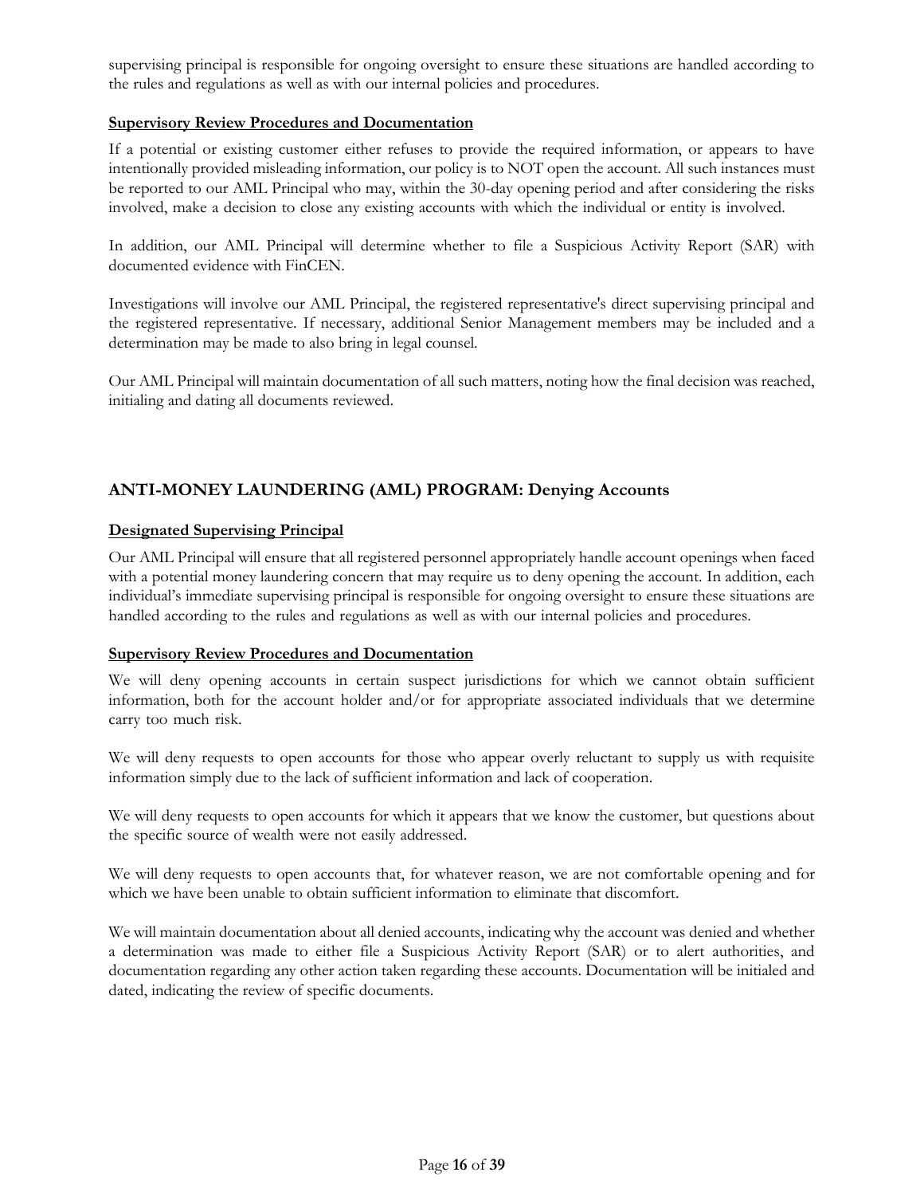supervising principal is responsible for ongoing oversight to ensure these situations are handled according to the rules and regulations as well as with our internal policies and procedures.

**Supervisory Review Procedures and Documentation**

If a potential or existing customer either refuses to provide the required information, or appears to have intentionally provided misleading information, our policy is to NOT open the account. All such instances must be reported to our AML Principal who may, within the 30-day opening period and after considering the risks involved, make a decision to close any existing accounts with which the individual or entity is involved.

In addition, our AML Principal will determine whether to file a Suspicious Activity Report (SAR) with documented evidence with FinCEN.

Investigations will involve our AML Principal, the registered representative's direct supervising principal and the registered representative. If necessary, additional Senior Management members may be included and a determination may be made to also bring in legal counsel.

Our AML Principal will maintain documentation of all such matters, noting how the final decision was reached, initialing and dating all documents reviewed.

## ANTI-MONEY LAUNDERING (AML) PROGRAM: Denying Accounts

**Designated Supervising Principal**

Our AML Principal will ensure that all registered personnel appropriately handle account openings when faced with a potential money laundering concern that may require us to deny opening the account. In addition, each individual's immediate supervising principal is responsible for ongoing oversight to ensure these situations are handled according to the rules and regulations as well as with our internal policies and procedures.

**Supervisory Review Procedures and Documentation**

We will deny opening accounts in certain suspect jurisdictions for which we cannot obtain sufficient information, both for the account holder and/or for appropriate associated individuals that we determine carry too much risk.

We will deny requests to open accounts for those who appear overly reluctant to supply us with requisite information simply due to the lack of sufficient information and lack of cooperation.

We will deny requests to open accounts for which it appears that we know the customer, but questions about the specific source of wealth were not easily addressed.

We will deny requests to open accounts that, for whatever reason, we are not comfortable opening and for which we have been unable to obtain sufficient information to eliminate that discomfort.

We will maintain documentation about all denied accounts, indicating why the account was denied and whether a determination was made to either file a Suspicious Activity Report (SAR) or to alert authorities, and documentation regarding any other action taken regarding these accounts. Documentation will be initialed and dated, indicating the review of specific documents.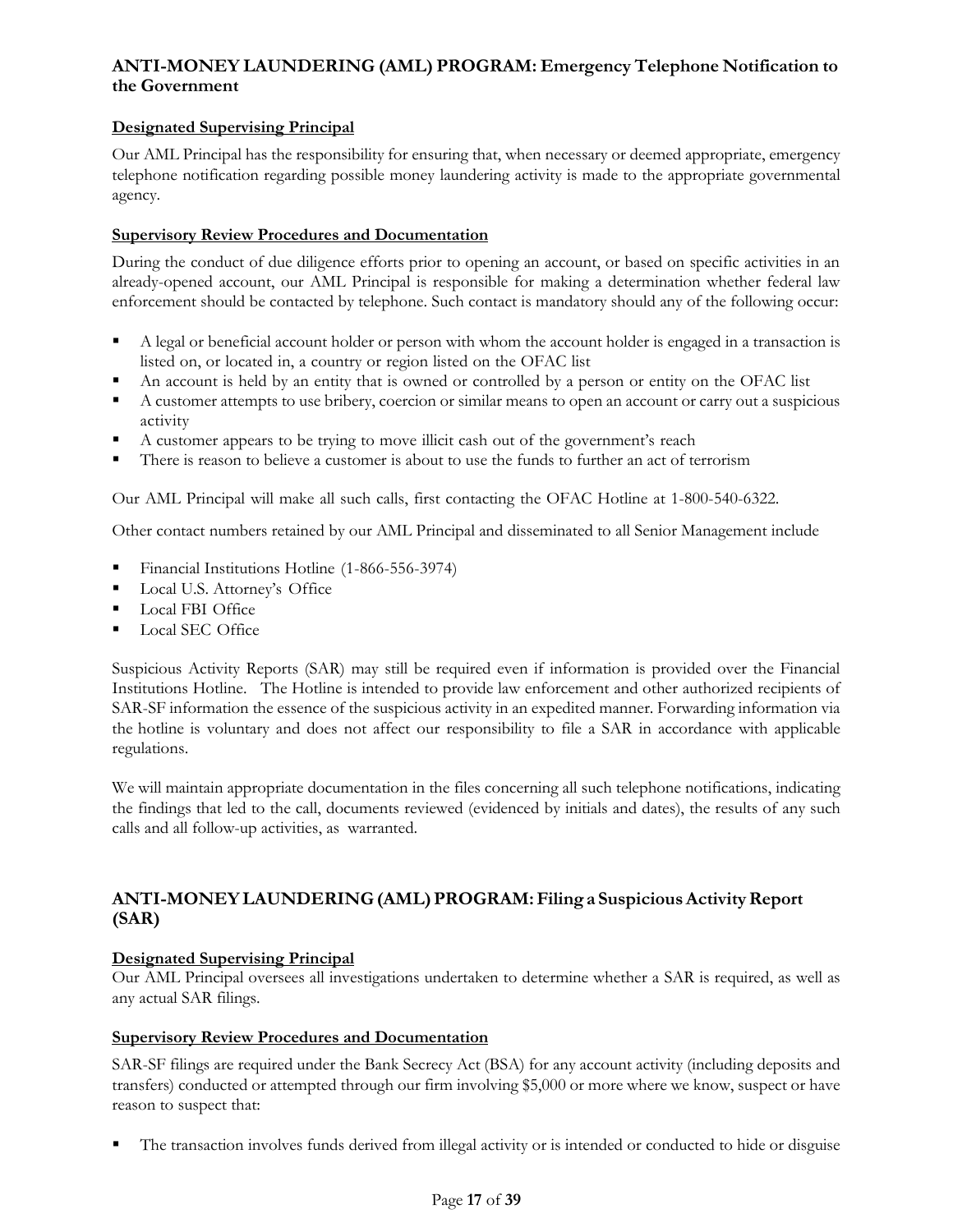## ANTI-MONEY LAUNDERING (AML) PROGRAM: Emergency Telephone Notification to the Government

**Designated Supervising Principal**

Our AML Principal has the responsibility for ensuring that, when necessary or deemed appropriate, emergency telephone notification regarding possible money laundering activity is made to the appropriate governmental agency.

**Supervisory Review Procedures and Documentation**

During the conduct of due diligence efforts prior to opening an account, or based on specific activities in an already-opened account, our AML Principal is responsible for making a determination whether federal law enforcement should be contacted by telephone. Such contact is mandatory should any of the following occur:

- A legal or beneficial account holder or person with whom the account holder is engaged in a transaction is listed on, or located in, a country or region listed on the OFAC list
- An account is held by an entity that is owned or controlled by a person or entity on the OFAC list
- A customer attempts to use bribery, coercion or similar means to open an account or carry out a suspicious activity
- A customer appears to be trying to move illicit cash out of the government's reach
- There is reason to believe a customer is about to use the funds to further an act of terrorism

Our AML Principal will make all such calls, first contacting the OFAC Hotline at 1-800-540-6322.

Other contact numbers retained by our AML Principal and disseminated to all Senior Management include

- Financial Institutions Hotline (1-866-556-3974)
- Local U.S. Attorney's Office
- Local FBI Office
- Local SEC Office

Suspicious Activity Reports (SAR) may still be required even if information is provided over the Financial Institutions Hotline. The Hotline is intended to provide law enforcement and other authorized recipients of SAR-SF information the essence of the suspicious activity in an expedited manner. Forwarding information via the hotline is voluntary and does not affect our responsibility to file a SAR in accordance with applicable regulations.

We will maintain appropriate documentation in the files concerning all such telephone notifications, indicating the findings that led to the call, documents reviewed (evidenced by initials and dates), the results of any such calls and all follow-up activities, as warranted.

## ANTI-MONEY LAUNDERING (AML) PROGRAM: Filing a Suspicious Activity Report (SAR)

**Designated Supervising Principal**

Our AML Principal oversees all investigations undertaken to determine whether a SAR is required, as well as any actual SAR filings.

**Supervisory Review Procedures and Documentation**

SAR-SF filings are required under the Bank Secrecy Act (BSA) for any account activity (including deposits and transfers) conducted or attempted through our firm involving $5,000 or more where we know, suspect or have reason to suspect that:

- The transaction involves funds derived from illegal activity or is intended or conducted to hide or disguise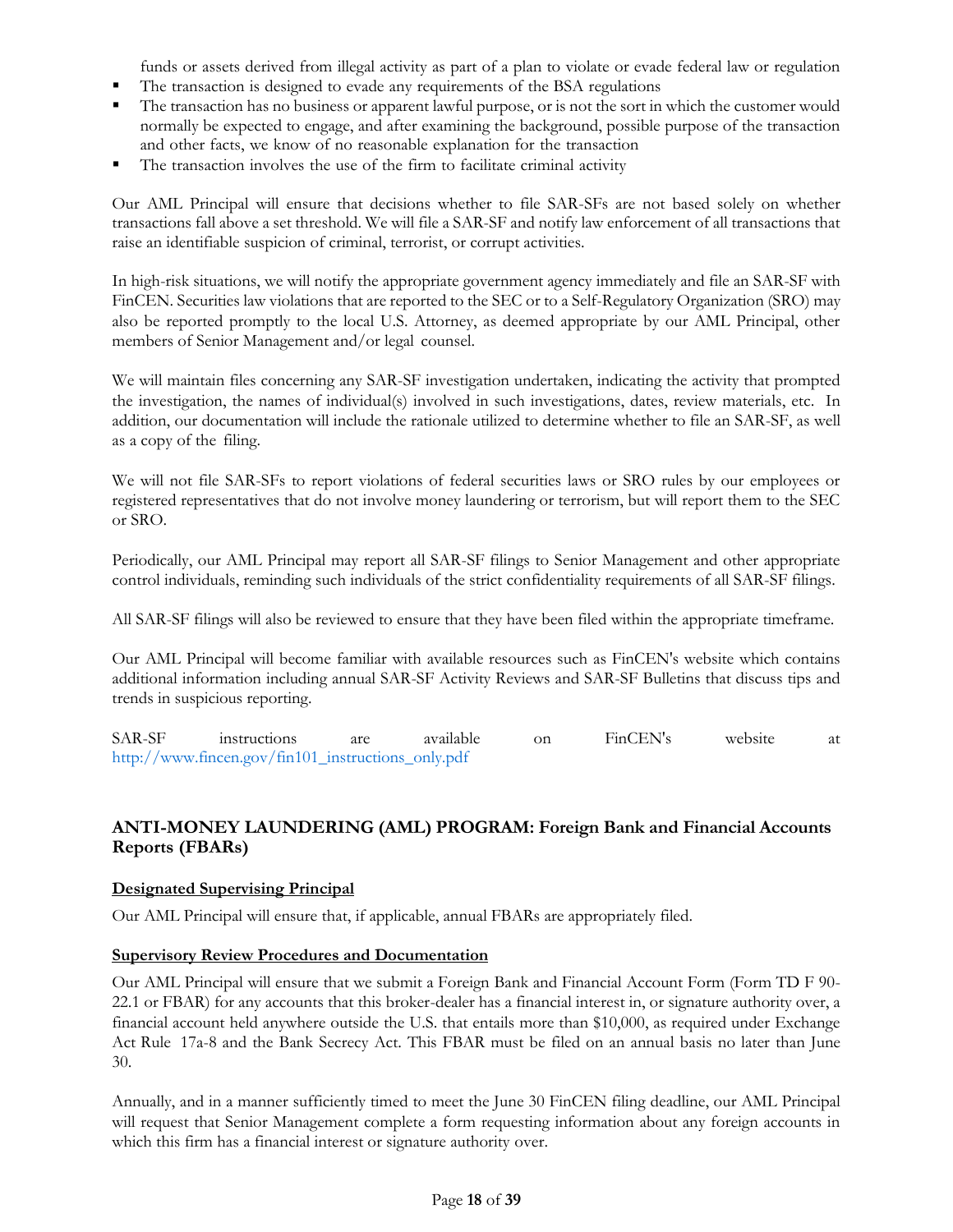funds or assets derived from illegal activity as part of a plan to violate or evade federal law or regulation

- The transaction is designed to evade any requirements of the BSA regulations
- The transaction has no business or apparent lawful purpose, or is not the sort in which the customer would normally be expected to engage, and after examining the background, possible purpose of the transaction and other facts, we know of no reasonable explanation for the transaction
- The transaction involves the use of the firm to facilitate criminal activity

Our AML Principal will ensure that decisions whether to file SAR-SFs are not based solely on whether transactions fall above a set threshold. We will file a SAR-SF and notify law enforcement of all transactions that raise an identifiable suspicion of criminal, terrorist, or corrupt activities.

In high-risk situations, we will notify the appropriate government agency immediately and file an SAR-SF with FinCEN. Securities law violations that are reported to the SEC or to a Self-Regulatory Organization (SRO) may also be reported promptly to the local U.S. Attorney, as deemed appropriate by our AML Principal, other members of Senior Management and/or legal counsel.

We will maintain files concerning any SAR-SF investigation undertaken, indicating the activity that prompted the investigation, the names of individual(s) involved in such investigations, dates, review materials, etc. In addition, our documentation will include the rationale utilized to determine whether to file an SAR-SF, as well as a copy of the filing.

We will not file SAR-SFs to report violations of federal securities laws or SRO rules by our employees or registered representatives that do not involve money laundering or terrorism, but will report them to the SEC or SRO.

Periodically, our AML Principal may report all SAR-SF filings to Senior Management and other appropriate control individuals, reminding such individuals of the strict confidentiality requirements of all SAR-SF filings.

All SAR-SF filings will also be reviewed to ensure that they have been filed within the appropriate timeframe.

Our AML Principal will become familiar with available resources such as FinCEN's website which contains additional information including annual SAR-SF Activity Reviews and SAR-SF Bulletins that discuss tips and trends in suspicious reporting.

SAR-SF instructions are available on FinCEN's website at http://www.fincen.gov/fin101_instructions_only.pdf

## ANTI-MONEY LAUNDERING (AML) PROGRAM: Foreign Bank and Financial Accounts Reports (FBARs)

### Designated Supervising Principal

Our AML Principal will ensure that, if applicable, annual FBARs are appropriately filed.

### Supervisory Review Procedures and Documentation

Our AML Principal will ensure that we submit a Foreign Bank and Financial Account Form (Form TD F 90-22.1 or FBAR) for any accounts that this broker-dealer has a financial interest in, or signature authority over, a financial account held anywhere outside the U.S. that entails more than $10,000, as required under Exchange Act Rule 17a-8 and the Bank Secrecy Act. This FBAR must be filed on an annual basis no later than June 30.

Annually, and in a manner sufficiently timed to meet the June 30 FinCEN filing deadline, our AML Principal will request that Senior Management complete a form requesting information about any foreign accounts in which this firm has a financial interest or signature authority over.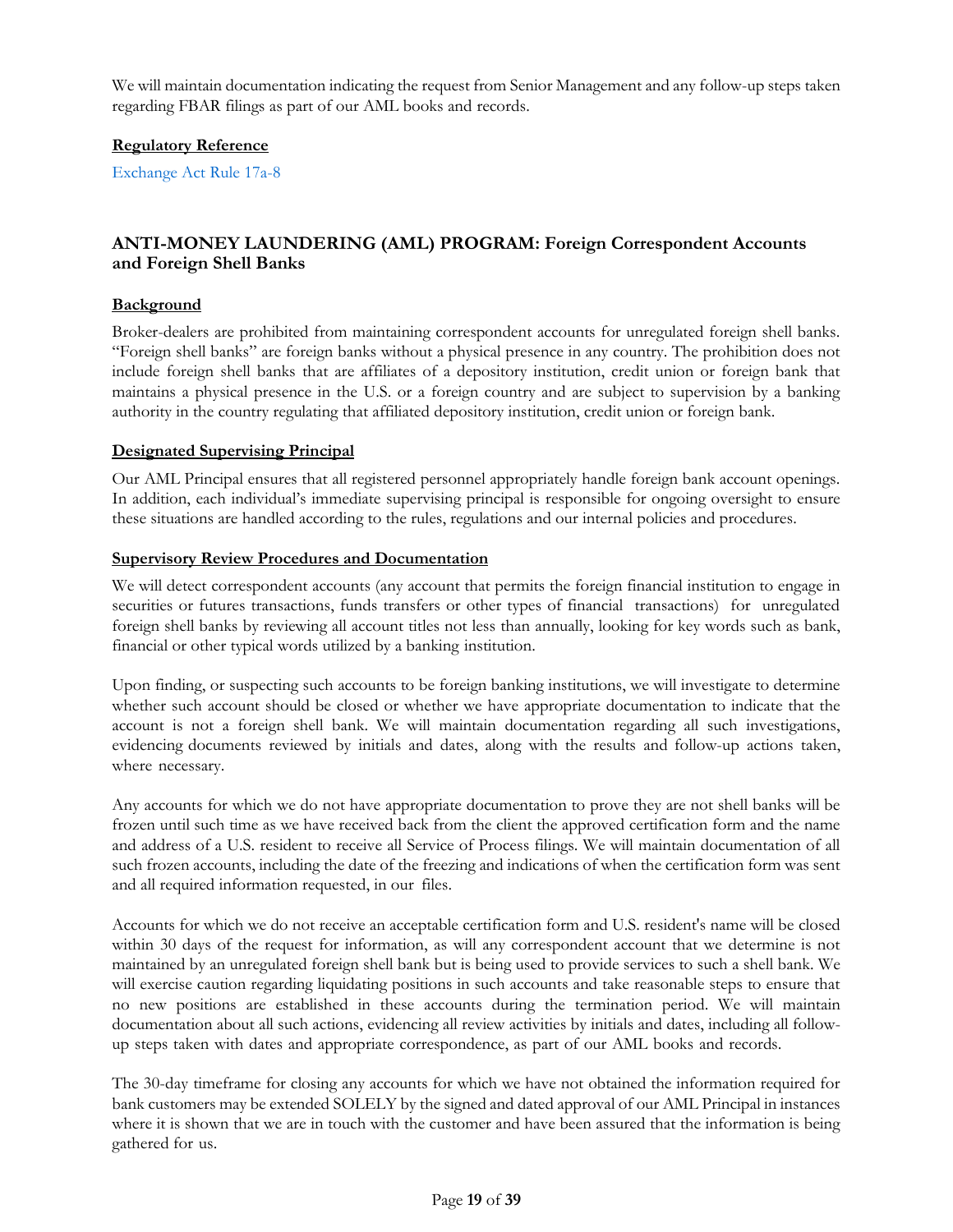We will maintain documentation indicating the request from Senior Management and any follow-up steps taken regarding FBAR filings as part of our AML books and records.

**Regulatory Reference**

Exchange Act Rule 17a-8

## ANTI-MONEY LAUNDERING (AML) PROGRAM: Foreign Correspondent Accounts and Foreign Shell Banks

**Background**

Broker-dealers are prohibited from maintaining correspondent accounts for unregulated foreign shell banks. "Foreign shell banks" are foreign banks without a physical presence in any country. The prohibition does not include foreign shell banks that are affiliates of a depository institution, credit union or foreign bank that maintains a physical presence in the U.S. or a foreign country and are subject to supervision by a banking authority in the country regulating that affiliated depository institution, credit union or foreign bank.

**Designated Supervising Principal**

Our AML Principal ensures that all registered personnel appropriately handle foreign bank account openings. In addition, each individual's immediate supervising principal is responsible for ongoing oversight to ensure these situations are handled according to the rules, regulations and our internal policies and procedures.

**Supervisory Review Procedures and Documentation**

We will detect correspondent accounts (any account that permits the foreign financial institution to engage in securities or futures transactions, funds transfers or other types of financial transactions) for unregulated foreign shell banks by reviewing all account titles not less than annually, looking for key words such as bank, financial or other typical words utilized by a banking institution.

Upon finding, or suspecting such accounts to be foreign banking institutions, we will investigate to determine whether such account should be closed or whether we have appropriate documentation to indicate that the account is not a foreign shell bank. We will maintain documentation regarding all such investigations, evidencing documents reviewed by initials and dates, along with the results and follow-up actions taken, where necessary.

Any accounts for which we do not have appropriate documentation to prove they are not shell banks will be frozen until such time as we have received back from the client the approved certification form and the name and address of a U.S. resident to receive all Service of Process filings. We will maintain documentation of all such frozen accounts, including the date of the freezing and indications of when the certification form was sent and all required information requested, in our files.

Accounts for which we do not receive an acceptable certification form and U.S. resident's name will be closed within 30 days of the request for information, as will any correspondent account that we determine is not maintained by an unregulated foreign shell bank but is being used to provide services to such a shell bank. We will exercise caution regarding liquidating positions in such accounts and take reasonable steps to ensure that no new positions are established in these accounts during the termination period. We will maintain documentation about all such actions, evidencing all review activities by initials and dates, including all follow-up steps taken with dates and appropriate correspondence, as part of our AML books and records.

The 30-day timeframe for closing any accounts for which we have not obtained the information required for bank customers may be extended SOLELY by the signed and dated approval of our AML Principal in instances where it is shown that we are in touch with the customer and have been assured that the information is being gathered for us.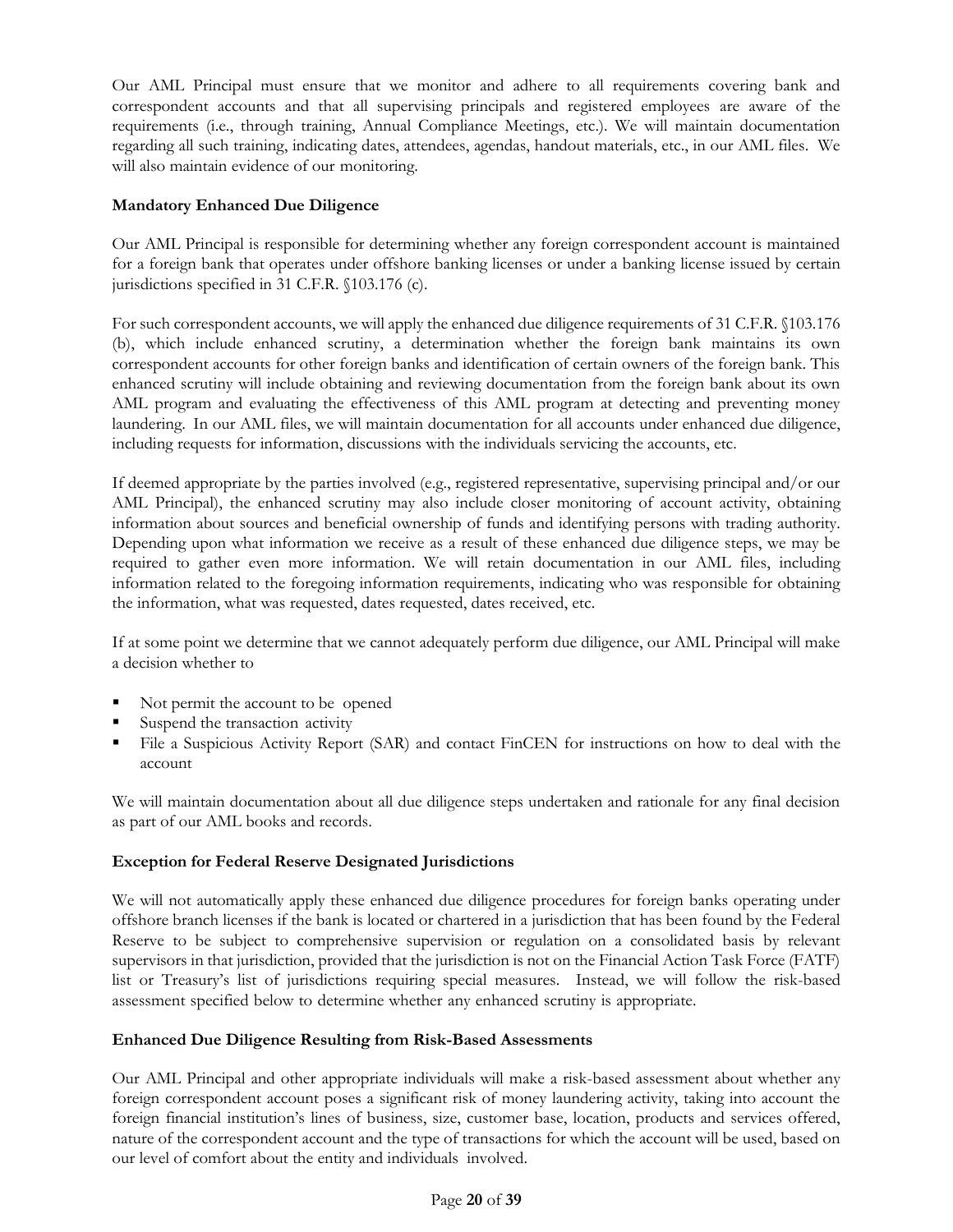Our AML Principal must ensure that we monitor and adhere to all requirements covering bank and correspondent accounts and that all supervising principals and registered employees are aware of the requirements (i.e., through training, Annual Compliance Meetings, etc.). We will maintain documentation regarding all such training, indicating dates, attendees, agendas, handout materials, etc., in our AML files. We will also maintain evidence of our monitoring.

**Mandatory Enhanced Due Diligence**

Our AML Principal is responsible for determining whether any foreign correspondent account is maintained for a foreign bank that operates under offshore banking licenses or under a banking license issued by certain jurisdictions specified in 31 C.F.R. §103.176 (c).

For such correspondent accounts, we will apply the enhanced due diligence requirements of 31 C.F.R. §103.176 (b), which include enhanced scrutiny, a determination whether the foreign bank maintains its own correspondent accounts for other foreign banks and identification of certain owners of the foreign bank. This enhanced scrutiny will include obtaining and reviewing documentation from the foreign bank about its own AML program and evaluating the effectiveness of this AML program at detecting and preventing money laundering. In our AML files, we will maintain documentation for all accounts under enhanced due diligence, including requests for information, discussions with the individuals servicing the accounts, etc.

If deemed appropriate by the parties involved (e.g., registered representative, supervising principal and/or our AML Principal), the enhanced scrutiny may also include closer monitoring of account activity, obtaining information about sources and beneficial ownership of funds and identifying persons with trading authority. Depending upon what information we receive as a result of these enhanced due diligence steps, we may be required to gather even more information. We will retain documentation in our AML files, including information related to the foregoing information requirements, indicating who was responsible for obtaining the information, what was requested, dates requested, dates received, etc.

If at some point we determine that we cannot adequately perform due diligence, our AML Principal will make a decision whether to

- Not permit the account to be opened
- Suspend the transaction activity
- File a Suspicious Activity Report (SAR) and contact FinCEN for instructions on how to deal with the account

We will maintain documentation about all due diligence steps undertaken and rationale for any final decision as part of our AML books and records.

**Exception for Federal Reserve Designated Jurisdictions**

We will not automatically apply these enhanced due diligence procedures for foreign banks operating under offshore branch licenses if the bank is located or chartered in a jurisdiction that has been found by the Federal Reserve to be subject to comprehensive supervision or regulation on a consolidated basis by relevant supervisors in that jurisdiction, provided that the jurisdiction is not on the Financial Action Task Force (FATF) list or Treasury's list of jurisdictions requiring special measures. Instead, we will follow the risk-based assessment specified below to determine whether any enhanced scrutiny is appropriate.

**Enhanced Due Diligence Resulting from Risk-Based Assessments**

Our AML Principal and other appropriate individuals will make a risk-based assessment about whether any foreign correspondent account poses a significant risk of money laundering activity, taking into account the foreign financial institution's lines of business, size, customer base, location, products and services offered, nature of the correspondent account and the type of transactions for which the account will be used, based on our level of comfort about the entity and individuals involved.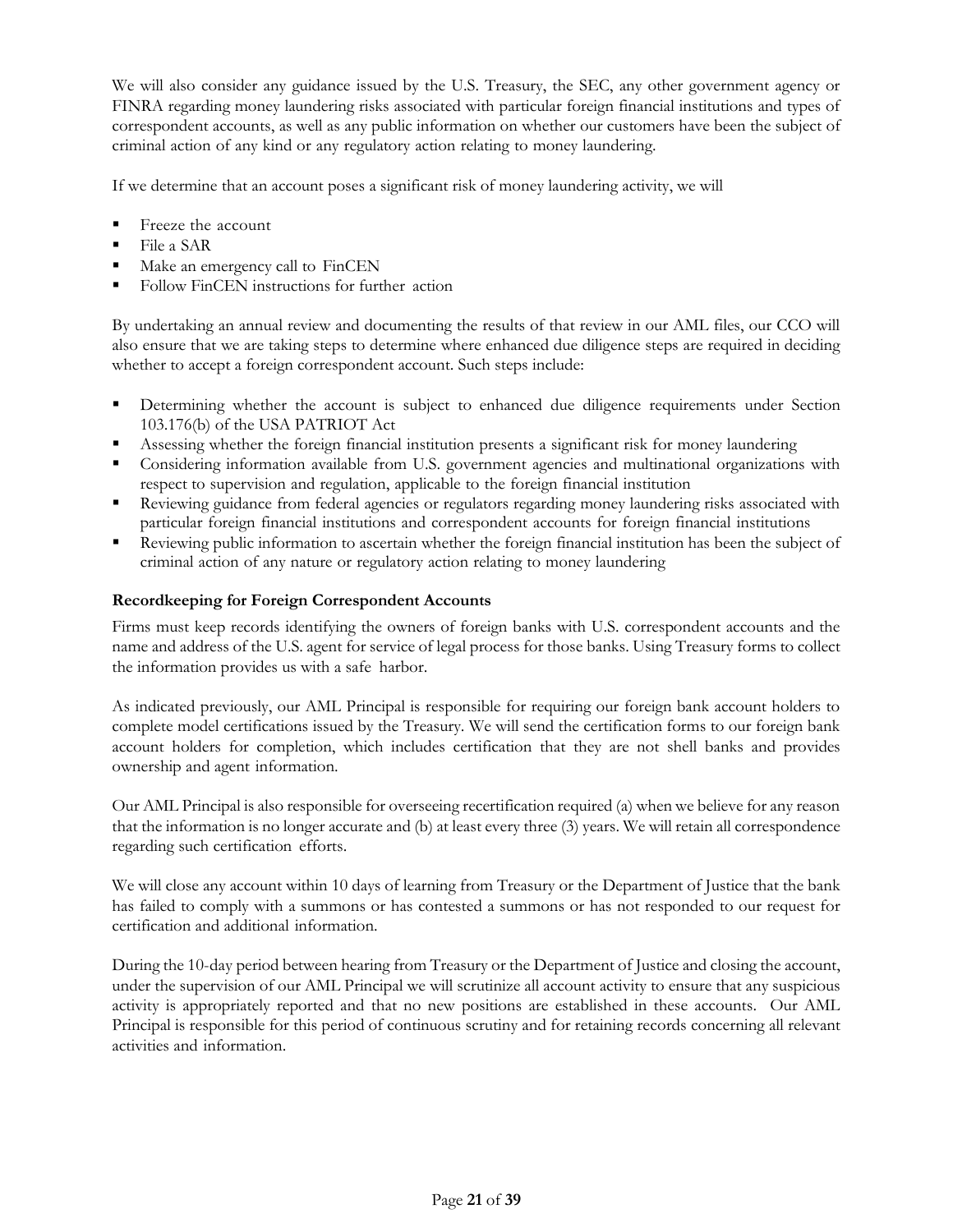We will also consider any guidance issued by the U.S. Treasury, the SEC, any other government agency or FINRA regarding money laundering risks associated with particular foreign financial institutions and types of correspondent accounts, as well as any public information on whether our customers have been the subject of criminal action of any kind or any regulatory action relating to money laundering.

If we determine that an account poses a significant risk of money laundering activity, we will

- Freeze the account
- File a SAR
- Make an emergency call to FinCEN
- Follow FinCEN instructions for further action

By undertaking an annual review and documenting the results of that review in our AML files, our CCO will also ensure that we are taking steps to determine where enhanced due diligence steps are required in deciding whether to accept a foreign correspondent account. Such steps include:

- Determining whether the account is subject to enhanced due diligence requirements under Section 103.176(b) of the USA PATRIOT Act
- Assessing whether the foreign financial institution presents a significant risk for money laundering
- Considering information available from U.S. government agencies and multinational organizations with respect to supervision and regulation, applicable to the foreign financial institution
- Reviewing guidance from federal agencies or regulators regarding money laundering risks associated with particular foreign financial institutions and correspondent accounts for foreign financial institutions
- Reviewing public information to ascertain whether the foreign financial institution has been the subject of criminal action of any nature or regulatory action relating to money laundering

### Recordkeeping for Foreign Correspondent Accounts

Firms must keep records identifying the owners of foreign banks with U.S. correspondent accounts and the name and address of the U.S. agent for service of legal process for those banks. Using Treasury forms to collect the information provides us with a safe harbor.

As indicated previously, our AML Principal is responsible for requiring our foreign bank account holders to complete model certifications issued by the Treasury. We will send the certification forms to our foreign bank account holders for completion, which includes certification that they are not shell banks and provides ownership and agent information.

Our AML Principal is also responsible for overseeing recertification required (a) when we believe for any reason that the information is no longer accurate and (b) at least every three (3) years. We will retain all correspondence regarding such certification efforts.

We will close any account within 10 days of learning from Treasury or the Department of Justice that the bank has failed to comply with a summons or has contested a summons or has not responded to our request for certification and additional information.

During the 10-day period between hearing from Treasury or the Department of Justice and closing the account, under the supervision of our AML Principal we will scrutinize all account activity to ensure that any suspicious activity is appropriately reported and that no new positions are established in these accounts. Our AML Principal is responsible for this period of continuous scrutiny and for retaining records concerning all relevant activities and information.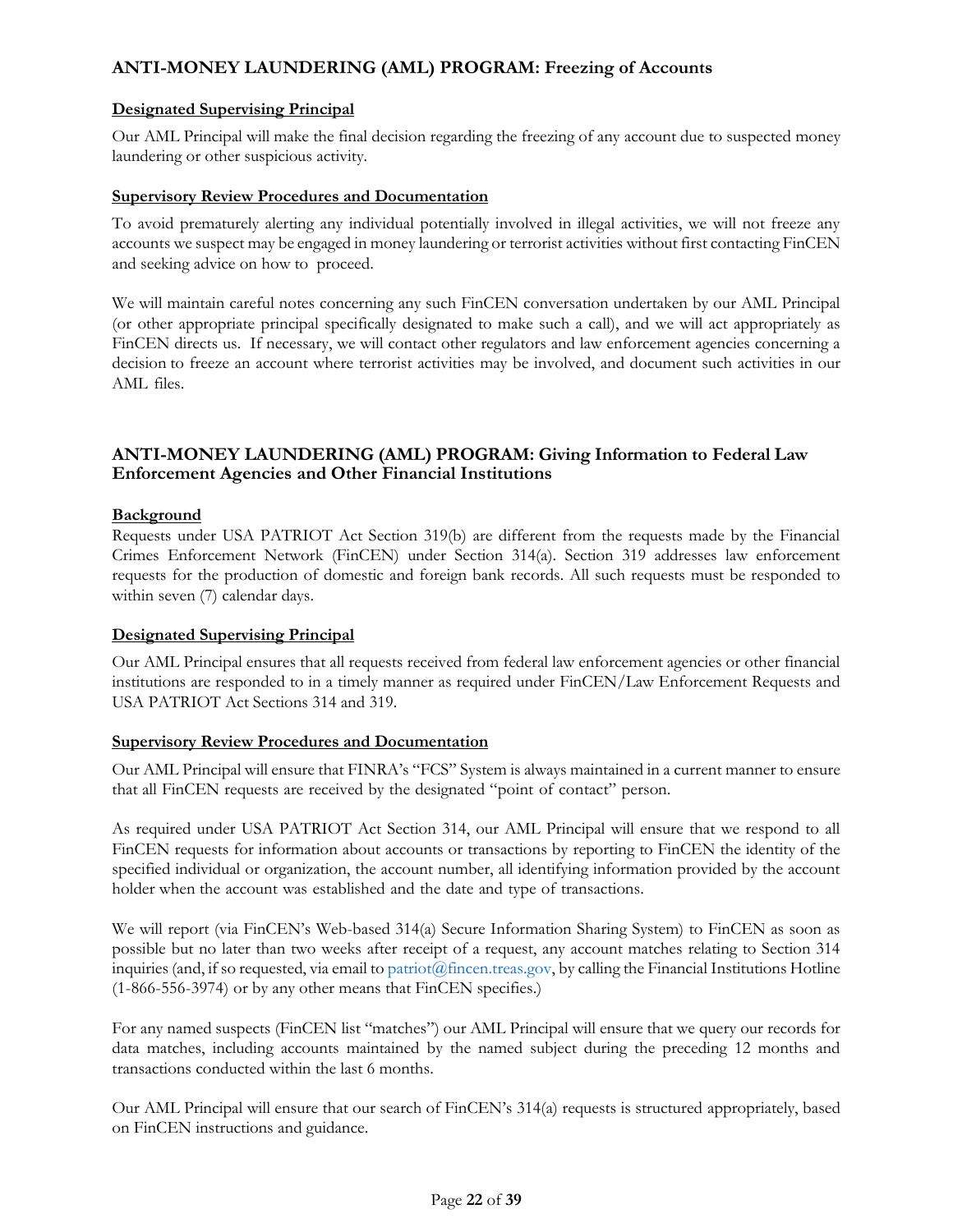## ANTI-MONEY LAUNDERING (AML) PROGRAM: Freezing of Accounts

### Designated Supervising Principal

Our AML Principal will make the final decision regarding the freezing of any account due to suspected money laundering or other suspicious activity.

### Supervisory Review Procedures and Documentation

To avoid prematurely alerting any individual potentially involved in illegal activities, we will not freeze any accounts we suspect may be engaged in money laundering or terrorist activities without first contacting FinCEN and seeking advice on how to proceed.

We will maintain careful notes concerning any such FinCEN conversation undertaken by our AML Principal (or other appropriate principal specifically designated to make such a call), and we will act appropriately as FinCEN directs us. If necessary, we will contact other regulators and law enforcement agencies concerning a decision to freeze an account where terrorist activities may be involved, and document such activities in our AML files.

## ANTI-MONEY LAUNDERING (AML) PROGRAM: Giving Information to Federal Law Enforcement Agencies and Other Financial Institutions

### Background

Requests under USA PATRIOT Act Section 319(b) are different from the requests made by the Financial Crimes Enforcement Network (FinCEN) under Section 314(a). Section 319 addresses law enforcement requests for the production of domestic and foreign bank records. All such requests must be responded to within seven (7) calendar days.

### Designated Supervising Principal

Our AML Principal ensures that all requests received from federal law enforcement agencies or other financial institutions are responded to in a timely manner as required under FinCEN/Law Enforcement Requests and USA PATRIOT Act Sections 314 and 319.

### Supervisory Review Procedures and Documentation

Our AML Principal will ensure that FINRA's "FCS" System is always maintained in a current manner to ensure that all FinCEN requests are received by the designated "point of contact" person.

As required under USA PATRIOT Act Section 314, our AML Principal will ensure that we respond to all FinCEN requests for information about accounts or transactions by reporting to FinCEN the identity of the specified individual or organization, the account number, all identifying information provided by the account holder when the account was established and the date and type of transactions.

We will report (via FinCEN's Web-based 314(a) Secure Information Sharing System) to FinCEN as soon as possible but no later than two weeks after receipt of a request, any account matches relating to Section 314 inquiries (and, if so requested, via email to patriot@fincen.treas.gov, by calling the Financial Institutions Hotline (1-866-556-3974) or by any other means that FinCEN specifies.)

For any named suspects (FinCEN list "matches") our AML Principal will ensure that we query our records for data matches, including accounts maintained by the named subject during the preceding 12 months and transactions conducted within the last 6 months.

Our AML Principal will ensure that our search of FinCEN's 314(a) requests is structured appropriately, based on FinCEN instructions and guidance.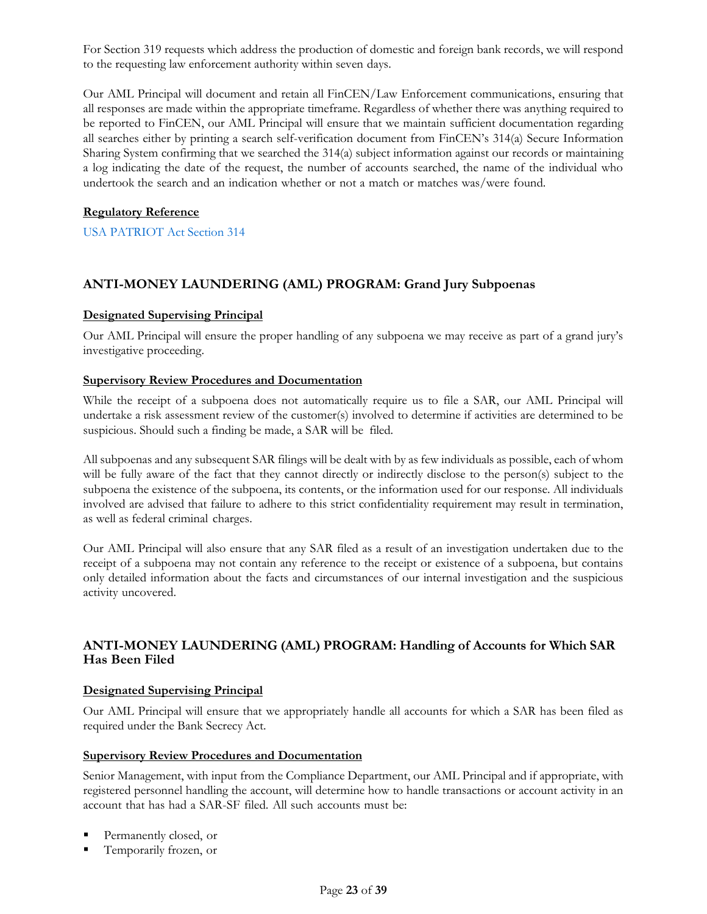For Section 319 requests which address the production of domestic and foreign bank records, we will respond to the requesting law enforcement authority within seven days.

Our AML Principal will document and retain all FinCEN/Law Enforcement communications, ensuring that all responses are made within the appropriate timeframe. Regardless of whether there was anything required to be reported to FinCEN, our AML Principal will ensure that we maintain sufficient documentation regarding all searches either by printing a search self-verification document from FinCEN's 314(a) Secure Information Sharing System confirming that we searched the 314(a) subject information against our records or maintaining a log indicating the date of the request, the number of accounts searched, the name of the individual who undertook the search and an indication whether or not a match or matches was/were found.

**Regulatory Reference**

USA PATRIOT Act Section 314

## ANTI-MONEY LAUNDERING (AML) PROGRAM: Grand Jury Subpoenas

**Designated Supervising Principal**

Our AML Principal will ensure the proper handling of any subpoena we may receive as part of a grand jury's investigative proceeding.

**Supervisory Review Procedures and Documentation**

While the receipt of a subpoena does not automatically require us to file a SAR, our AML Principal will undertake a risk assessment review of the customer(s) involved to determine if activities are determined to be suspicious. Should such a finding be made, a SAR will be filed.

All subpoenas and any subsequent SAR filings will be dealt with by as few individuals as possible, each of whom will be fully aware of the fact that they cannot directly or indirectly disclose to the person(s) subject to the subpoena the existence of the subpoena, its contents, or the information used for our response. All individuals involved are advised that failure to adhere to this strict confidentiality requirement may result in termination, as well as federal criminal charges.

Our AML Principal will also ensure that any SAR filed as a result of an investigation undertaken due to the receipt of a subpoena may not contain any reference to the receipt or existence of a subpoena, but contains only detailed information about the facts and circumstances of our internal investigation and the suspicious activity uncovered.

## ANTI-MONEY LAUNDERING (AML) PROGRAM: Handling of Accounts for Which SAR Has Been Filed

**Designated Supervising Principal**

Our AML Principal will ensure that we appropriately handle all accounts for which a SAR has been filed as required under the Bank Secrecy Act.

**Supervisory Review Procedures and Documentation**

Senior Management, with input from the Compliance Department, our AML Principal and if appropriate, with registered personnel handling the account, will determine how to handle transactions or account activity in an account that has had a SAR-SF filed. All such accounts must be:

- Permanently closed, or
- Temporarily frozen, or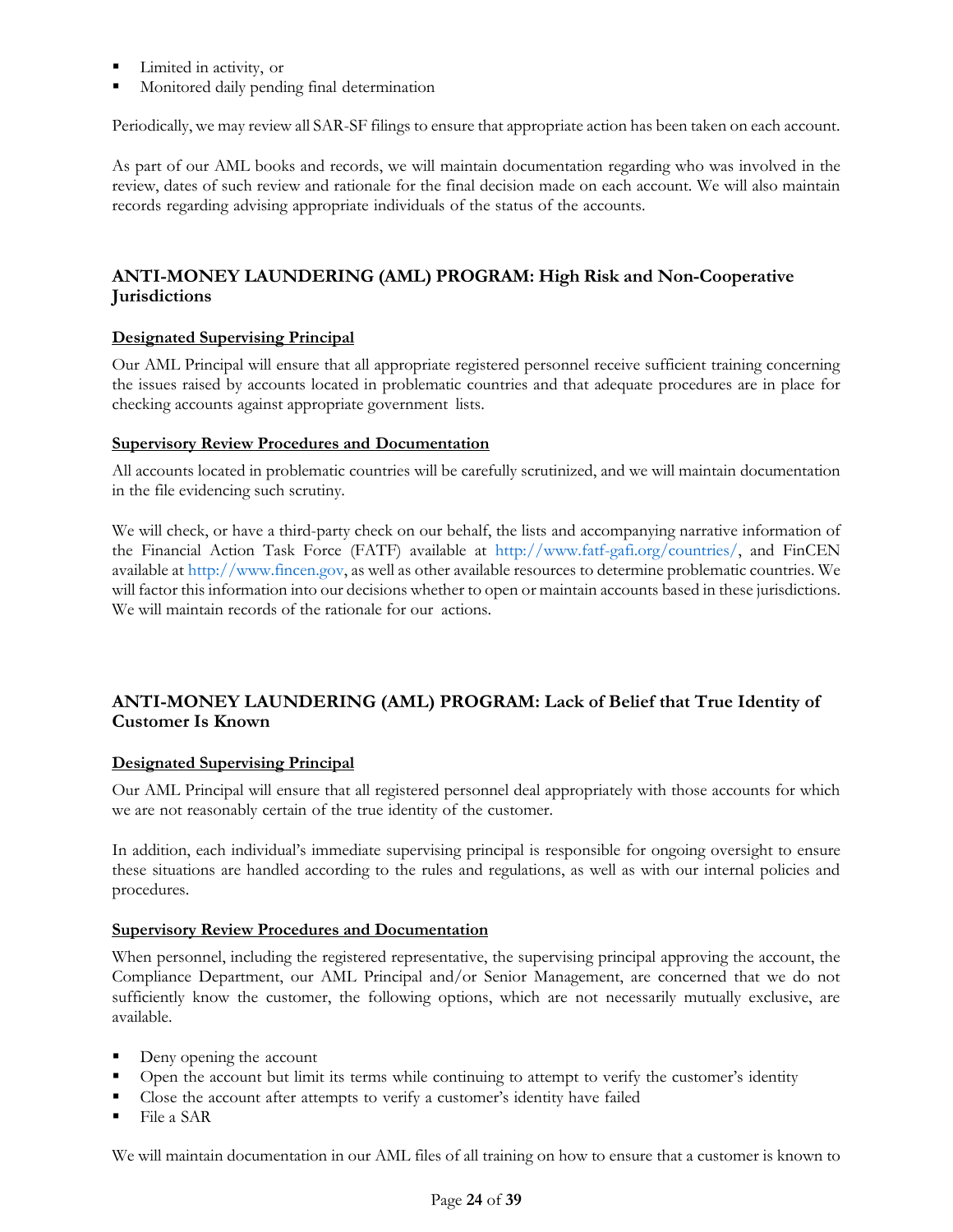- Limited in activity, or
- Monitored daily pending final determination

Periodically, we may review all SAR-SF filings to ensure that appropriate action has been taken on each account.

As part of our AML books and records, we will maintain documentation regarding who was involved in the review, dates of such review and rationale for the final decision made on each account. We will also maintain records regarding advising appropriate individuals of the status of the accounts.

## ANTI-MONEY LAUNDERING (AML) PROGRAM: High Risk and Non-Cooperative Jurisdictions

**Designated Supervising Principal**

Our AML Principal will ensure that all appropriate registered personnel receive sufficient training concerning the issues raised by accounts located in problematic countries and that adequate procedures are in place for checking accounts against appropriate government lists.

**Supervisory Review Procedures and Documentation**

All accounts located in problematic countries will be carefully scrutinized, and we will maintain documentation in the file evidencing such scrutiny.

We will check, or have a third-party check on our behalf, the lists and accompanying narrative information of the Financial Action Task Force (FATF) available at http://www.fatf-gafi.org/countries/, and FinCEN available at http://www.fincen.gov, as well as other available resources to determine problematic countries. We will factor this information into our decisions whether to open or maintain accounts based in these jurisdictions. We will maintain records of the rationale for our actions.

## ANTI-MONEY LAUNDERING (AML) PROGRAM: Lack of Belief that True Identity of Customer Is Known

**Designated Supervising Principal**

Our AML Principal will ensure that all registered personnel deal appropriately with those accounts for which we are not reasonably certain of the true identity of the customer.

In addition, each individual's immediate supervising principal is responsible for ongoing oversight to ensure these situations are handled according to the rules and regulations, as well as with our internal policies and procedures.

**Supervisory Review Procedures and Documentation**

When personnel, including the registered representative, the supervising principal approving the account, the Compliance Department, our AML Principal and/or Senior Management, are concerned that we do not sufficiently know the customer, the following options, which are not necessarily mutually exclusive, are available.

- Deny opening the account
- Open the account but limit its terms while continuing to attempt to verify the customer's identity
- Close the account after attempts to verify a customer's identity have failed
- File a SAR

We will maintain documentation in our AML files of all training on how to ensure that a customer is known to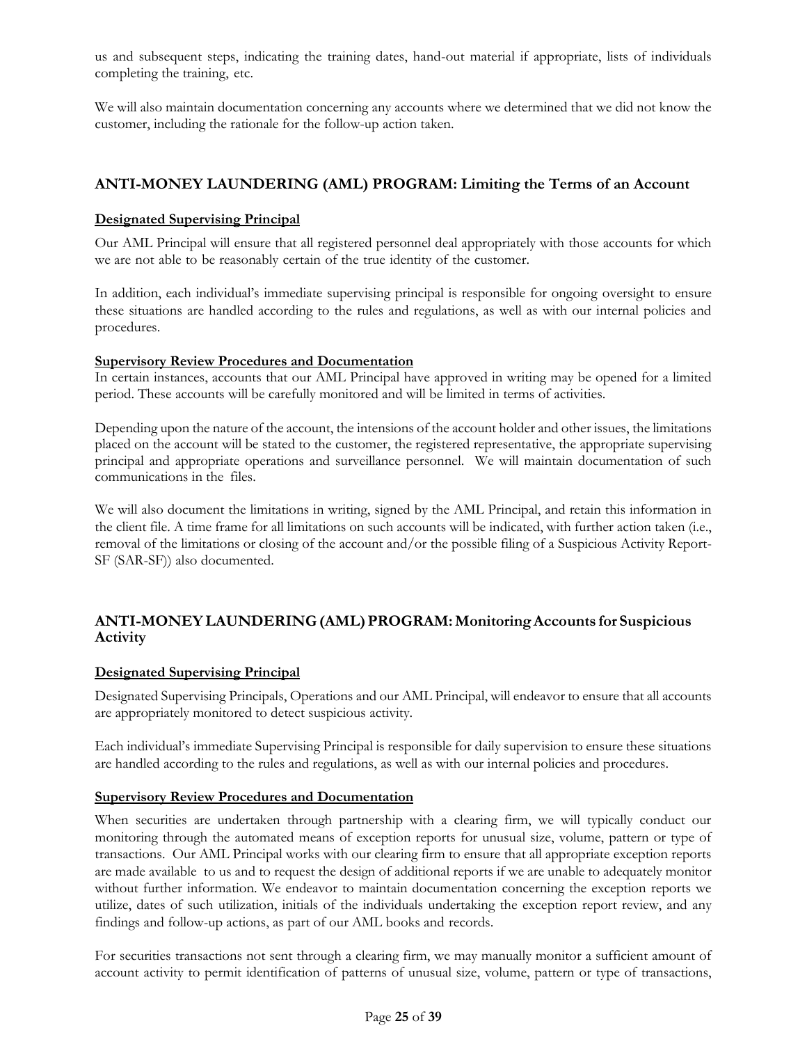us and subsequent steps, indicating the training dates, hand-out material if appropriate, lists of individuals completing the training, etc.

We will also maintain documentation concerning any accounts where we determined that we did not know the customer, including the rationale for the follow-up action taken.

## ANTI-MONEY LAUNDERING (AML) PROGRAM: Limiting the Terms of an Account

**Designated Supervising Principal**

Our AML Principal will ensure that all registered personnel deal appropriately with those accounts for which we are not able to be reasonably certain of the true identity of the customer.

In addition, each individual's immediate supervising principal is responsible for ongoing oversight to ensure these situations are handled according to the rules and regulations, as well as with our internal policies and procedures.

**Supervisory Review Procedures and Documentation**

In certain instances, accounts that our AML Principal have approved in writing may be opened for a limited period. These accounts will be carefully monitored and will be limited in terms of activities.

Depending upon the nature of the account, the intensions of the account holder and other issues, the limitations placed on the account will be stated to the customer, the registered representative, the appropriate supervising principal and appropriate operations and surveillance personnel. We will maintain documentation of such communications in the files.

We will also document the limitations in writing, signed by the AML Principal, and retain this information in the client file. A time frame for all limitations on such accounts will be indicated, with further action taken (i.e., removal of the limitations or closing of the account and/or the possible filing of a Suspicious Activity Report-SF (SAR-SF)) also documented.

## ANTI-MONEY LAUNDERING (AML) PROGRAM: Monitoring Accounts for Suspicious Activity

**Designated Supervising Principal**

Designated Supervising Principals, Operations and our AML Principal, will endeavor to ensure that all accounts are appropriately monitored to detect suspicious activity.

Each individual's immediate Supervising Principal is responsible for daily supervision to ensure these situations are handled according to the rules and regulations, as well as with our internal policies and procedures.

**Supervisory Review Procedures and Documentation**

When securities are undertaken through partnership with a clearing firm, we will typically conduct our monitoring through the automated means of exception reports for unusual size, volume, pattern or type of transactions. Our AML Principal works with our clearing firm to ensure that all appropriate exception reports are made available to us and to request the design of additional reports if we are unable to adequately monitor without further information. We endeavor to maintain documentation concerning the exception reports we utilize, dates of such utilization, initials of the individuals undertaking the exception report review, and any findings and follow-up actions, as part of our AML books and records.

For securities transactions not sent through a clearing firm, we may manually monitor a sufficient amount of account activity to permit identification of patterns of unusual size, volume, pattern or type of transactions,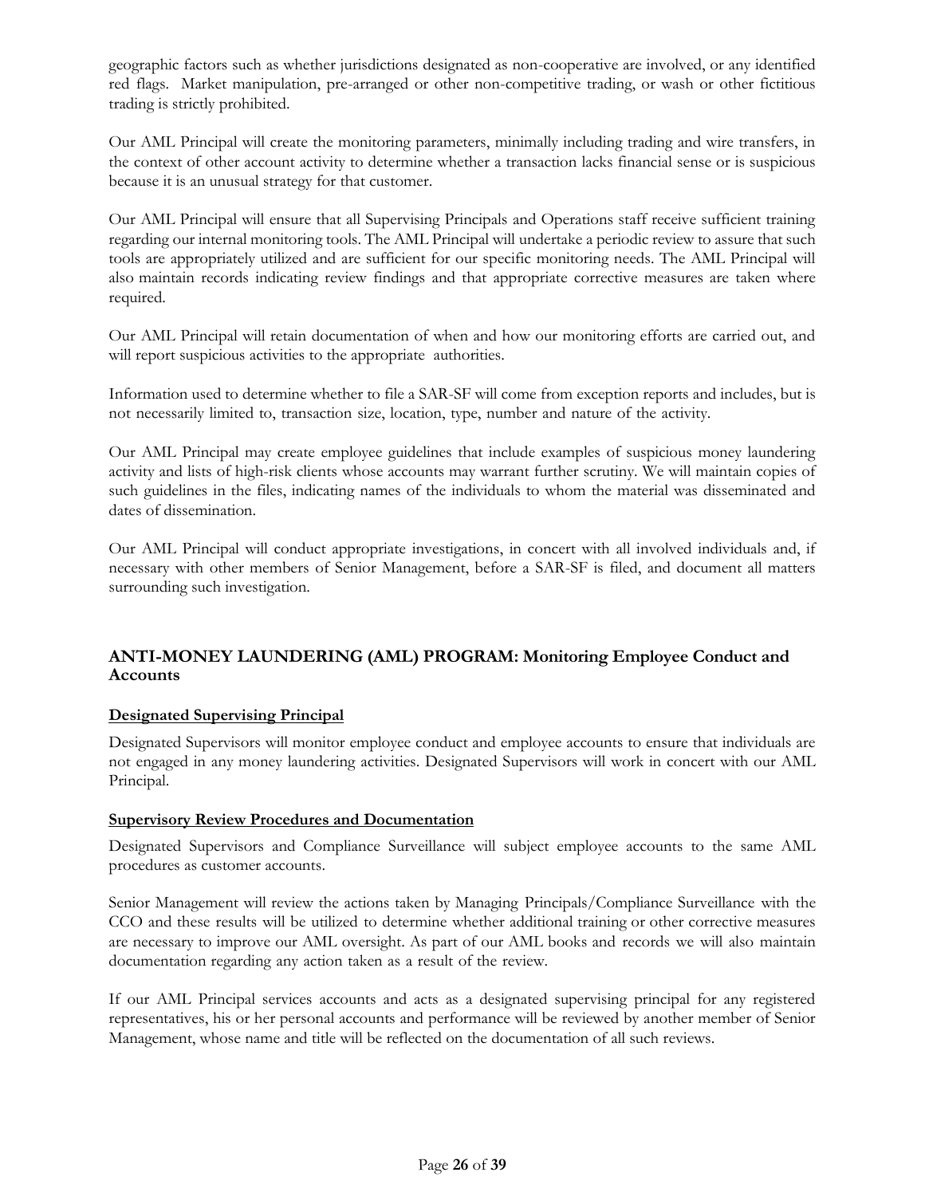geographic factors such as whether jurisdictions designated as non-cooperative are involved, or any identified red flags. Market manipulation, pre-arranged or other non-competitive trading, or wash or other fictitious trading is strictly prohibited.

Our AML Principal will create the monitoring parameters, minimally including trading and wire transfers, in the context of other account activity to determine whether a transaction lacks financial sense or is suspicious because it is an unusual strategy for that customer.

Our AML Principal will ensure that all Supervising Principals and Operations staff receive sufficient training regarding our internal monitoring tools. The AML Principal will undertake a periodic review to assure that such tools are appropriately utilized and are sufficient for our specific monitoring needs. The AML Principal will also maintain records indicating review findings and that appropriate corrective measures are taken where required.

Our AML Principal will retain documentation of when and how our monitoring efforts are carried out, and will report suspicious activities to the appropriate authorities.

Information used to determine whether to file a SAR-SF will come from exception reports and includes, but is not necessarily limited to, transaction size, location, type, number and nature of the activity.

Our AML Principal may create employee guidelines that include examples of suspicious money laundering activity and lists of high-risk clients whose accounts may warrant further scrutiny. We will maintain copies of such guidelines in the files, indicating names of the individuals to whom the material was disseminated and dates of dissemination.

Our AML Principal will conduct appropriate investigations, in concert with all involved individuals and, if necessary with other members of Senior Management, before a SAR-SF is filed, and document all matters surrounding such investigation.

## ANTI-MONEY LAUNDERING (AML) PROGRAM: Monitoring Employee Conduct and Accounts

### Designated Supervising Principal

Designated Supervisors will monitor employee conduct and employee accounts to ensure that individuals are not engaged in any money laundering activities. Designated Supervisors will work in concert with our AML Principal.

### Supervisory Review Procedures and Documentation

Designated Supervisors and Compliance Surveillance will subject employee accounts to the same AML procedures as customer accounts.

Senior Management will review the actions taken by Managing Principals/Compliance Surveillance with the CCO and these results will be utilized to determine whether additional training or other corrective measures are necessary to improve our AML oversight. As part of our AML books and records we will also maintain documentation regarding any action taken as a result of the review.

If our AML Principal services accounts and acts as a designated supervising principal for any registered representatives, his or her personal accounts and performance will be reviewed by another member of Senior Management, whose name and title will be reflected on the documentation of all such reviews.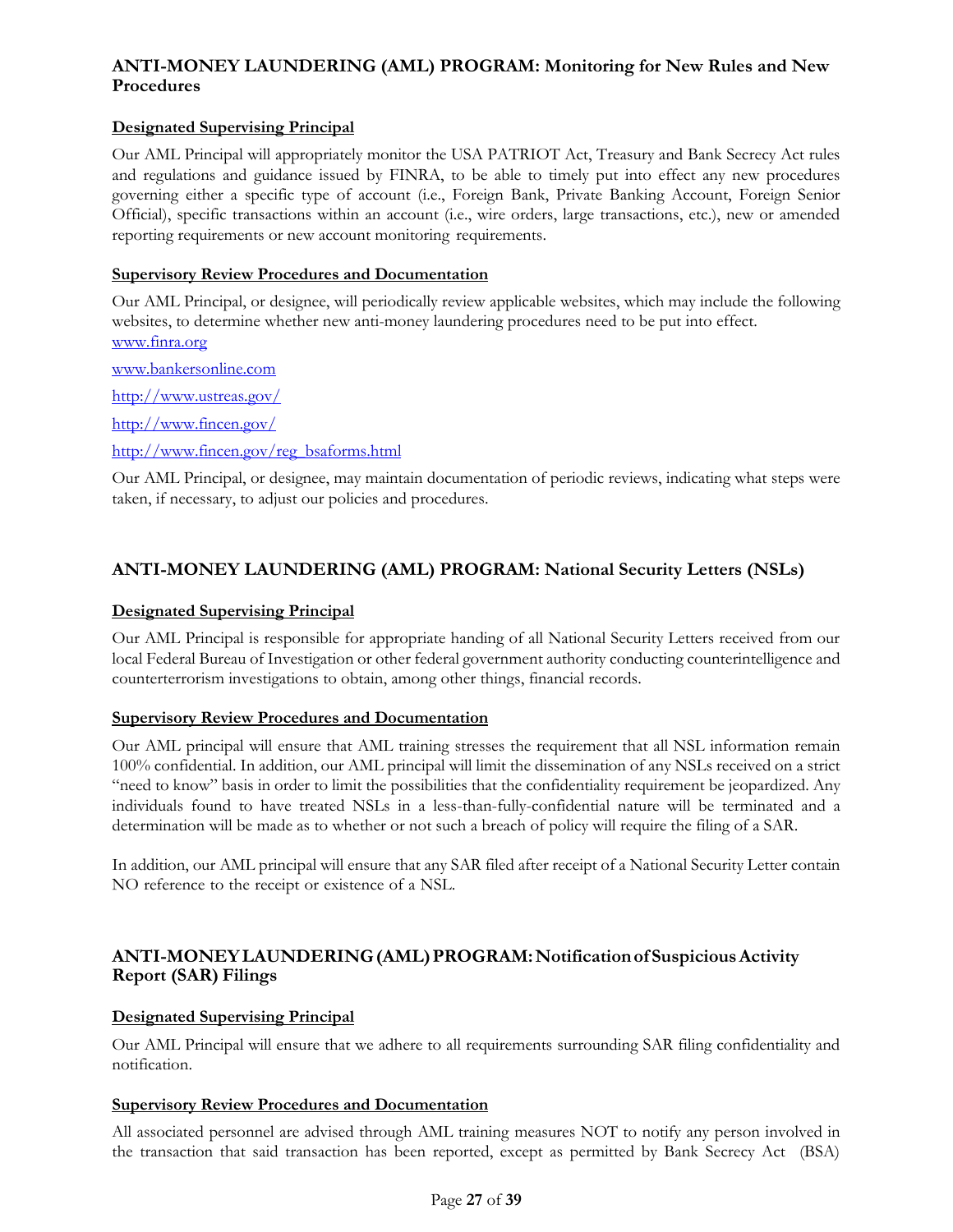## ANTI-MONEY LAUNDERING (AML) PROGRAM: Monitoring for New Rules and New Procedures

**Designated Supervising Principal**

Our AML Principal will appropriately monitor the USA PATRIOT Act, Treasury and Bank Secrecy Act rules and regulations and guidance issued by FINRA, to be able to timely put into effect any new procedures governing either a specific type of account (i.e., Foreign Bank, Private Banking Account, Foreign Senior Official), specific transactions within an account (i.e., wire orders, large transactions, etc.), new or amended reporting requirements or new account monitoring requirements.

**Supervisory Review Procedures and Documentation**

Our AML Principal, or designee, will periodically review applicable websites, which may include the following websites, to determine whether new anti-money laundering procedures need to be put into effect.

www.finra.org

www.bankersonline.com

http://www.ustreas.gov/

http://www.fincen.gov/

http://www.fincen.gov/reg_bsaforms.html

Our AML Principal, or designee, may maintain documentation of periodic reviews, indicating what steps were taken, if necessary, to adjust our policies and procedures.

## ANTI-MONEY LAUNDERING (AML) PROGRAM: National Security Letters (NSLs)

**Designated Supervising Principal**

Our AML Principal is responsible for appropriate handing of all National Security Letters received from our local Federal Bureau of Investigation or other federal government authority conducting counterintelligence and counterterrorism investigations to obtain, among other things, financial records.

**Supervisory Review Procedures and Documentation**

Our AML principal will ensure that AML training stresses the requirement that all NSL information remain 100% confidential. In addition, our AML principal will limit the dissemination of any NSLs received on a strict "need to know" basis in order to limit the possibilities that the confidentiality requirement be jeopardized. Any individuals found to have treated NSLs in a less-than-fully-confidential nature will be terminated and a determination will be made as to whether or not such a breach of policy will require the filing of a SAR.

In addition, our AML principal will ensure that any SAR filed after receipt of a National Security Letter contain NO reference to the receipt or existence of a NSL.

## ANTI-MONEY LAUNDERING (AML) PROGRAM: Notification of Suspicious Activity Report (SAR) Filings

**Designated Supervising Principal**

Our AML Principal will ensure that we adhere to all requirements surrounding SAR filing confidentiality and notification.

**Supervisory Review Procedures and Documentation**

All associated personnel are advised through AML training measures NOT to notify any person involved in the transaction that said transaction has been reported, except as permitted by Bank Secrecy Act (BSA)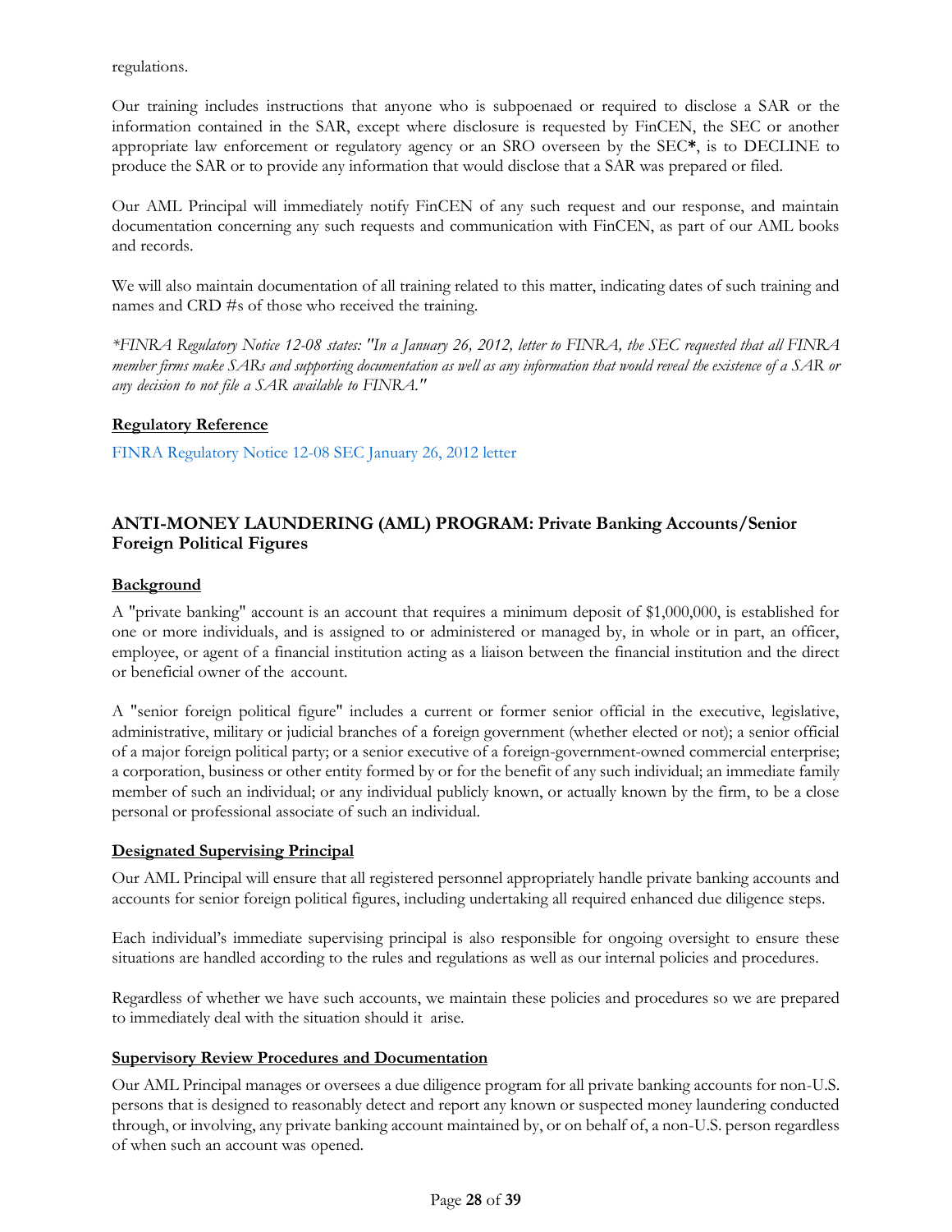regulations.

Our training includes instructions that anyone who is subpoenaed or required to disclose a SAR or the information contained in the SAR, except where disclosure is requested by FinCEN, the SEC or another appropriate law enforcement or regulatory agency or an SRO overseen by the SEC**\***, is to DECLINE to produce the SAR or to provide any information that would disclose that a SAR was prepared or filed.

Our AML Principal will immediately notify FinCEN of any such request and our response, and maintain documentation concerning any such requests and communication with FinCEN, as part of our AML books and records.

We will also maintain documentation of all training related to this matter, indicating dates of such training and names and CRD #s of those who received the training.

*\*FINRA Regulatory Notice 12-08 states: "In a January 26, 2012, letter to FINRA, the SEC requested that all FINRA member firms make SARs and supporting documentation as well as any information that would reveal the existence of a SAR or any decision to not file a SAR available to FINRA."*

**Regulatory Reference**

FINRA Regulatory Notice 12-08 SEC January 26, 2012 letter

## ANTI-MONEY LAUNDERING (AML) PROGRAM: Private Banking Accounts/Senior Foreign Political Figures

**Background**

A "private banking" account is an account that requires a minimum deposit of $1,000,000, is established for one or more individuals, and is assigned to or administered or managed by, in whole or in part, an officer, employee, or agent of a financial institution acting as a liaison between the financial institution and the direct or beneficial owner of the account.

A "senior foreign political figure" includes a current or former senior official in the executive, legislative, administrative, military or judicial branches of a foreign government (whether elected or not); a senior official of a major foreign political party; or a senior executive of a foreign-government-owned commercial enterprise; a corporation, business or other entity formed by or for the benefit of any such individual; an immediate family member of such an individual; or any individual publicly known, or actually known by the firm, to be a close personal or professional associate of such an individual.

**Designated Supervising Principal**

Our AML Principal will ensure that all registered personnel appropriately handle private banking accounts and accounts for senior foreign political figures, including undertaking all required enhanced due diligence steps.

Each individual's immediate supervising principal is also responsible for ongoing oversight to ensure these situations are handled according to the rules and regulations as well as our internal policies and procedures.

Regardless of whether we have such accounts, we maintain these policies and procedures so we are prepared to immediately deal with the situation should it arise.

**Supervisory Review Procedures and Documentation**

Our AML Principal manages or oversees a due diligence program for all private banking accounts for non-U.S. persons that is designed to reasonably detect and report any known or suspected money laundering conducted through, or involving, any private banking account maintained by, or on behalf of, a non-U.S. person regardless of when such an account was opened.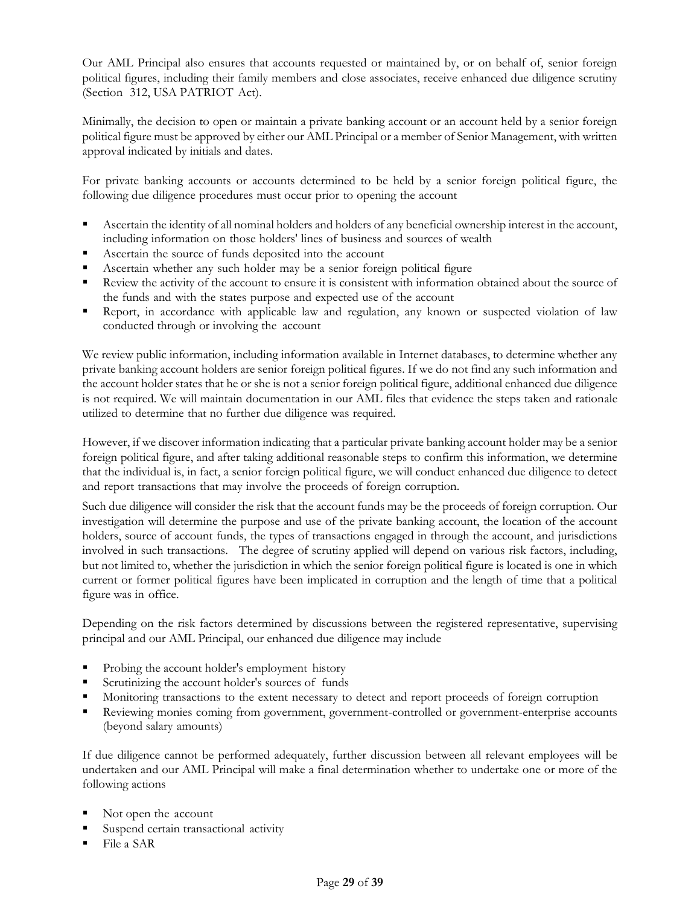Our AML Principal also ensures that accounts requested or maintained by, or on behalf of, senior foreign political figures, including their family members and close associates, receive enhanced due diligence scrutiny (Section 312, USA PATRIOT Act).

Minimally, the decision to open or maintain a private banking account or an account held by a senior foreign political figure must be approved by either our AML Principal or a member of Senior Management, with written approval indicated by initials and dates.

For private banking accounts or accounts determined to be held by a senior foreign political figure, the following due diligence procedures must occur prior to opening the account

- Ascertain the identity of all nominal holders and holders of any beneficial ownership interest in the account, including information on those holders' lines of business and sources of wealth
- Ascertain the source of funds deposited into the account
- Ascertain whether any such holder may be a senior foreign political figure
- Review the activity of the account to ensure it is consistent with information obtained about the source of the funds and with the states purpose and expected use of the account
- Report, in accordance with applicable law and regulation, any known or suspected violation of law conducted through or involving the account

We review public information, including information available in Internet databases, to determine whether any private banking account holders are senior foreign political figures. If we do not find any such information and the account holder states that he or she is not a senior foreign political figure, additional enhanced due diligence is not required. We will maintain documentation in our AML files that evidence the steps taken and rationale utilized to determine that no further due diligence was required.

However, if we discover information indicating that a particular private banking account holder may be a senior foreign political figure, and after taking additional reasonable steps to confirm this information, we determine that the individual is, in fact, a senior foreign political figure, we will conduct enhanced due diligence to detect and report transactions that may involve the proceeds of foreign corruption.

Such due diligence will consider the risk that the account funds may be the proceeds of foreign corruption. Our investigation will determine the purpose and use of the private banking account, the location of the account holders, source of account funds, the types of transactions engaged in through the account, and jurisdictions involved in such transactions. The degree of scrutiny applied will depend on various risk factors, including, but not limited to, whether the jurisdiction in which the senior foreign political figure is located is one in which current or former political figures have been implicated in corruption and the length of time that a political figure was in office.

Depending on the risk factors determined by discussions between the registered representative, supervising principal and our AML Principal, our enhanced due diligence may include

- Probing the account holder's employment history
- Scrutinizing the account holder's sources of funds
- Monitoring transactions to the extent necessary to detect and report proceeds of foreign corruption
- Reviewing monies coming from government, government-controlled or government-enterprise accounts (beyond salary amounts)

If due diligence cannot be performed adequately, further discussion between all relevant employees will be undertaken and our AML Principal will make a final determination whether to undertake one or more of the following actions

- Not open the account
- Suspend certain transactional activity
- File a SAR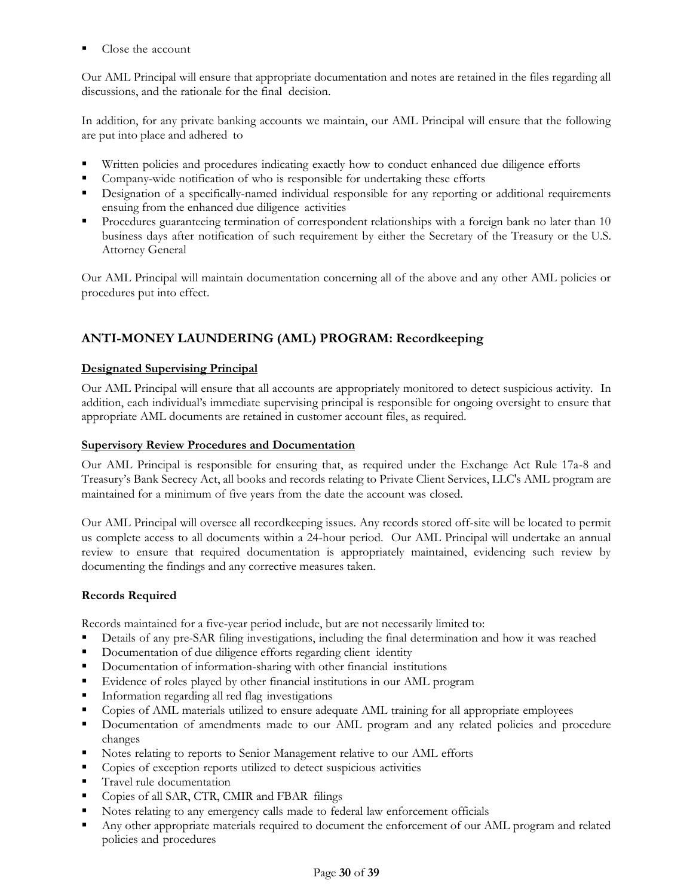- Close the account

Our AML Principal will ensure that appropriate documentation and notes are retained in the files regarding all discussions, and the rationale for the final decision.

In addition, for any private banking accounts we maintain, our AML Principal will ensure that the following are put into place and adhered to

- Written policies and procedures indicating exactly how to conduct enhanced due diligence efforts
- Company-wide notification of who is responsible for undertaking these efforts
- Designation of a specifically-named individual responsible for any reporting or additional requirements ensuing from the enhanced due diligence activities
- Procedures guaranteeing termination of correspondent relationships with a foreign bank no later than 10 business days after notification of such requirement by either the Secretary of the Treasury or the U.S. Attorney General

Our AML Principal will maintain documentation concerning all of the above and any other AML policies or procedures put into effect.

## ANTI-MONEY LAUNDERING (AML) PROGRAM: Recordkeeping

### Designated Supervising Principal

Our AML Principal will ensure that all accounts are appropriately monitored to detect suspicious activity. In addition, each individual's immediate supervising principal is responsible for ongoing oversight to ensure that appropriate AML documents are retained in customer account files, as required.

### Supervisory Review Procedures and Documentation

Our AML Principal is responsible for ensuring that, as required under the Exchange Act Rule 17a-8 and Treasury's Bank Secrecy Act, all books and records relating to Private Client Services, LLC's AML program are maintained for a minimum of five years from the date the account was closed.

Our AML Principal will oversee all recordkeeping issues. Any records stored off-site will be located to permit us complete access to all documents within a 24-hour period. Our AML Principal will undertake an annual review to ensure that required documentation is appropriately maintained, evidencing such review by documenting the findings and any corrective measures taken.

### Records Required

Records maintained for a five-year period include, but are not necessarily limited to:

- Details of any pre-SAR filing investigations, including the final determination and how it was reached
- Documentation of due diligence efforts regarding client identity
- Documentation of information-sharing with other financial institutions
- Evidence of roles played by other financial institutions in our AML program
- Information regarding all red flag investigations
- Copies of AML materials utilized to ensure adequate AML training for all appropriate employees
- Documentation of amendments made to our AML program and any related policies and procedure changes
- Notes relating to reports to Senior Management relative to our AML efforts
- Copies of exception reports utilized to detect suspicious activities
- Travel rule documentation
- Copies of all SAR, CTR, CMIR and FBAR filings
- Notes relating to any emergency calls made to federal law enforcement officials
- Any other appropriate materials required to document the enforcement of our AML program and related policies and procedures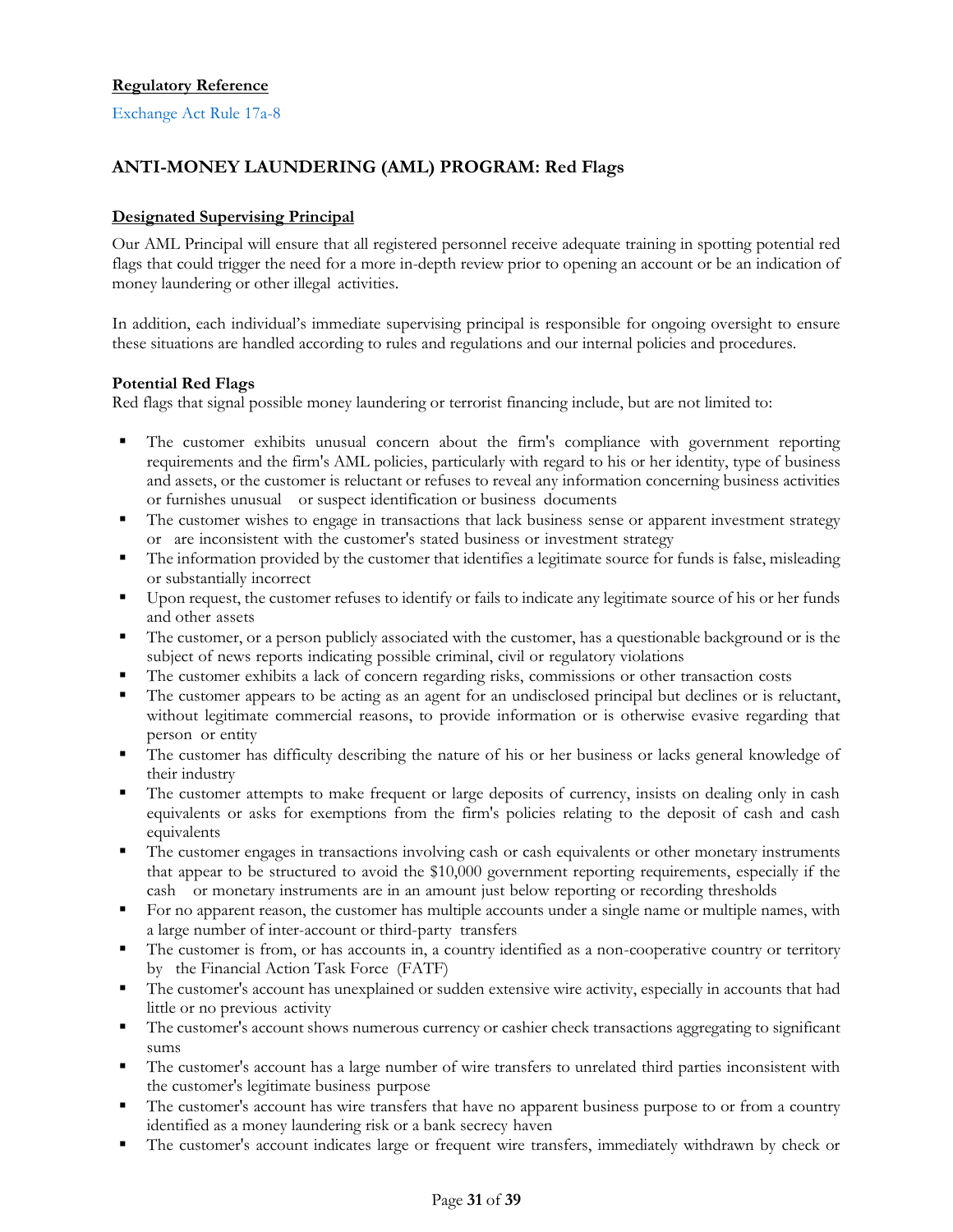**Regulatory Reference**

Exchange Act Rule 17a-8

## ANTI-MONEY LAUNDERING (AML) PROGRAM: Red Flags

**Designated Supervising Principal**

Our AML Principal will ensure that all registered personnel receive adequate training in spotting potential red flags that could trigger the need for a more in-depth review prior to opening an account or be an indication of money laundering or other illegal activities.

In addition, each individual's immediate supervising principal is responsible for ongoing oversight to ensure these situations are handled according to rules and regulations and our internal policies and procedures.

**Potential Red Flags**

Red flags that signal possible money laundering or terrorist financing include, but are not limited to:

- The customer exhibits unusual concern about the firm's compliance with government reporting requirements and the firm's AML policies, particularly with regard to his or her identity, type of business and assets, or the customer is reluctant or refuses to reveal any information concerning business activities or furnishes unusual or suspect identification or business documents
- The customer wishes to engage in transactions that lack business sense or apparent investment strategy or are inconsistent with the customer's stated business or investment strategy
- The information provided by the customer that identifies a legitimate source for funds is false, misleading or substantially incorrect
- Upon request, the customer refuses to identify or fails to indicate any legitimate source of his or her funds and other assets
- The customer, or a person publicly associated with the customer, has a questionable background or is the subject of news reports indicating possible criminal, civil or regulatory violations
- The customer exhibits a lack of concern regarding risks, commissions or other transaction costs
- The customer appears to be acting as an agent for an undisclosed principal but declines or is reluctant, without legitimate commercial reasons, to provide information or is otherwise evasive regarding that person or entity
- The customer has difficulty describing the nature of his or her business or lacks general knowledge of their industry
- The customer attempts to make frequent or large deposits of currency, insists on dealing only in cash equivalents or asks for exemptions from the firm's policies relating to the deposit of cash and cash equivalents
- The customer engages in transactions involving cash or cash equivalents or other monetary instruments that appear to be structured to avoid the $10,000 government reporting requirements, especially if the cash or monetary instruments are in an amount just below reporting or recording thresholds
- For no apparent reason, the customer has multiple accounts under a single name or multiple names, with a large number of inter-account or third-party transfers
- The customer is from, or has accounts in, a country identified as a non-cooperative country or territory by the Financial Action Task Force (FATF)
- The customer's account has unexplained or sudden extensive wire activity, especially in accounts that had little or no previous activity
- The customer's account shows numerous currency or cashier check transactions aggregating to significant sums
- The customer's account has a large number of wire transfers to unrelated third parties inconsistent with the customer's legitimate business purpose
- The customer's account has wire transfers that have no apparent business purpose to or from a country identified as a money laundering risk or a bank secrecy haven
- The customer's account indicates large or frequent wire transfers, immediately withdrawn by check or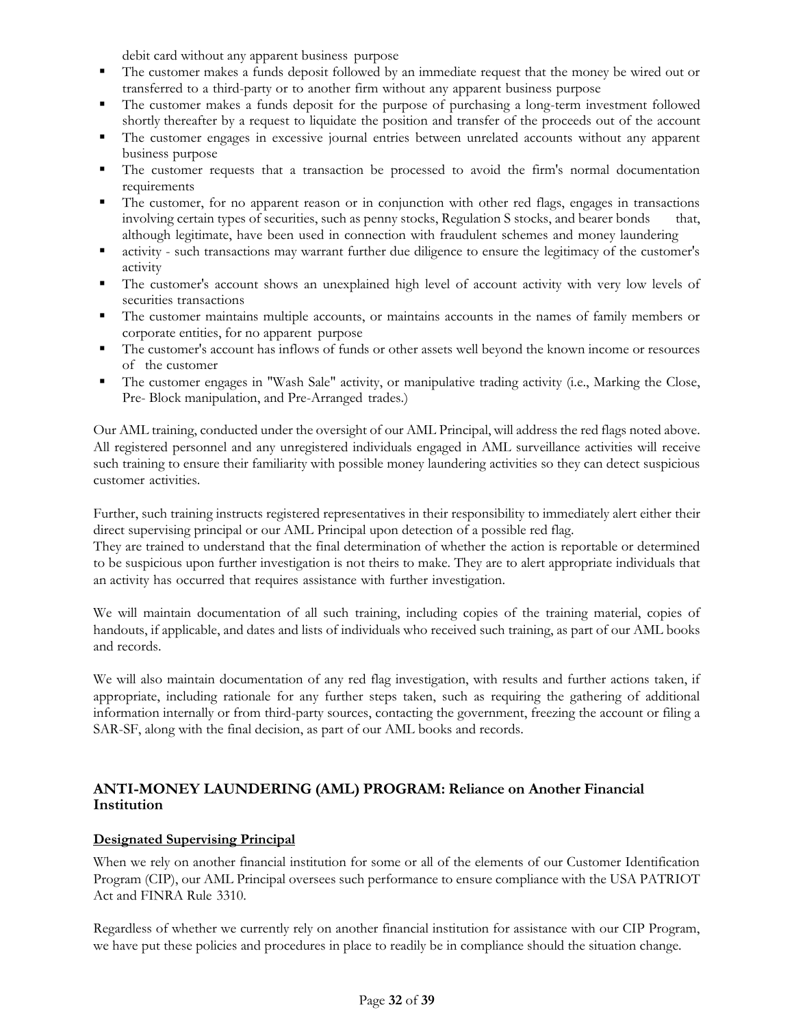debit card without any apparent business purpose

- The customer makes a funds deposit followed by an immediate request that the money be wired out or transferred to a third-party or to another firm without any apparent business purpose
- The customer makes a funds deposit for the purpose of purchasing a long-term investment followed shortly thereafter by a request to liquidate the position and transfer of the proceeds out of the account
- The customer engages in excessive journal entries between unrelated accounts without any apparent business purpose
- The customer requests that a transaction be processed to avoid the firm's normal documentation requirements
- The customer, for no apparent reason or in conjunction with other red flags, engages in transactions involving certain types of securities, such as penny stocks, Regulation S stocks, and bearer bonds that, although legitimate, have been used in connection with fraudulent schemes and money laundering
- activity - such transactions may warrant further due diligence to ensure the legitimacy of the customer's activity
- The customer's account shows an unexplained high level of account activity with very low levels of securities transactions
- The customer maintains multiple accounts, or maintains accounts in the names of family members or corporate entities, for no apparent purpose
- The customer's account has inflows of funds or other assets well beyond the known income or resources of the customer
- The customer engages in "Wash Sale" activity, or manipulative trading activity (i.e., Marking the Close, Pre- Block manipulation, and Pre-Arranged trades.)

Our AML training, conducted under the oversight of our AML Principal, will address the red flags noted above. All registered personnel and any unregistered individuals engaged in AML surveillance activities will receive such training to ensure their familiarity with possible money laundering activities so they can detect suspicious customer activities.

Further, such training instructs registered representatives in their responsibility to immediately alert either their direct supervising principal or our AML Principal upon detection of a possible red flag.
They are trained to understand that the final determination of whether the action is reportable or determined to be suspicious upon further investigation is not theirs to make. They are to alert appropriate individuals that an activity has occurred that requires assistance with further investigation.

We will maintain documentation of all such training, including copies of the training material, copies of handouts, if applicable, and dates and lists of individuals who received such training, as part of our AML books and records.

We will also maintain documentation of any red flag investigation, with results and further actions taken, if appropriate, including rationale for any further steps taken, such as requiring the gathering of additional information internally or from third-party sources, contacting the government, freezing the account or filing a SAR-SF, along with the final decision, as part of our AML books and records.

## ANTI-MONEY LAUNDERING (AML) PROGRAM: Reliance on Another Financial Institution

### Designated Supervising Principal

When we rely on another financial institution for some or all of the elements of our Customer Identification Program (CIP), our AML Principal oversees such performance to ensure compliance with the USA PATRIOT Act and FINRA Rule 3310.

Regardless of whether we currently rely on another financial institution for assistance with our CIP Program, we have put these policies and procedures in place to readily be in compliance should the situation change.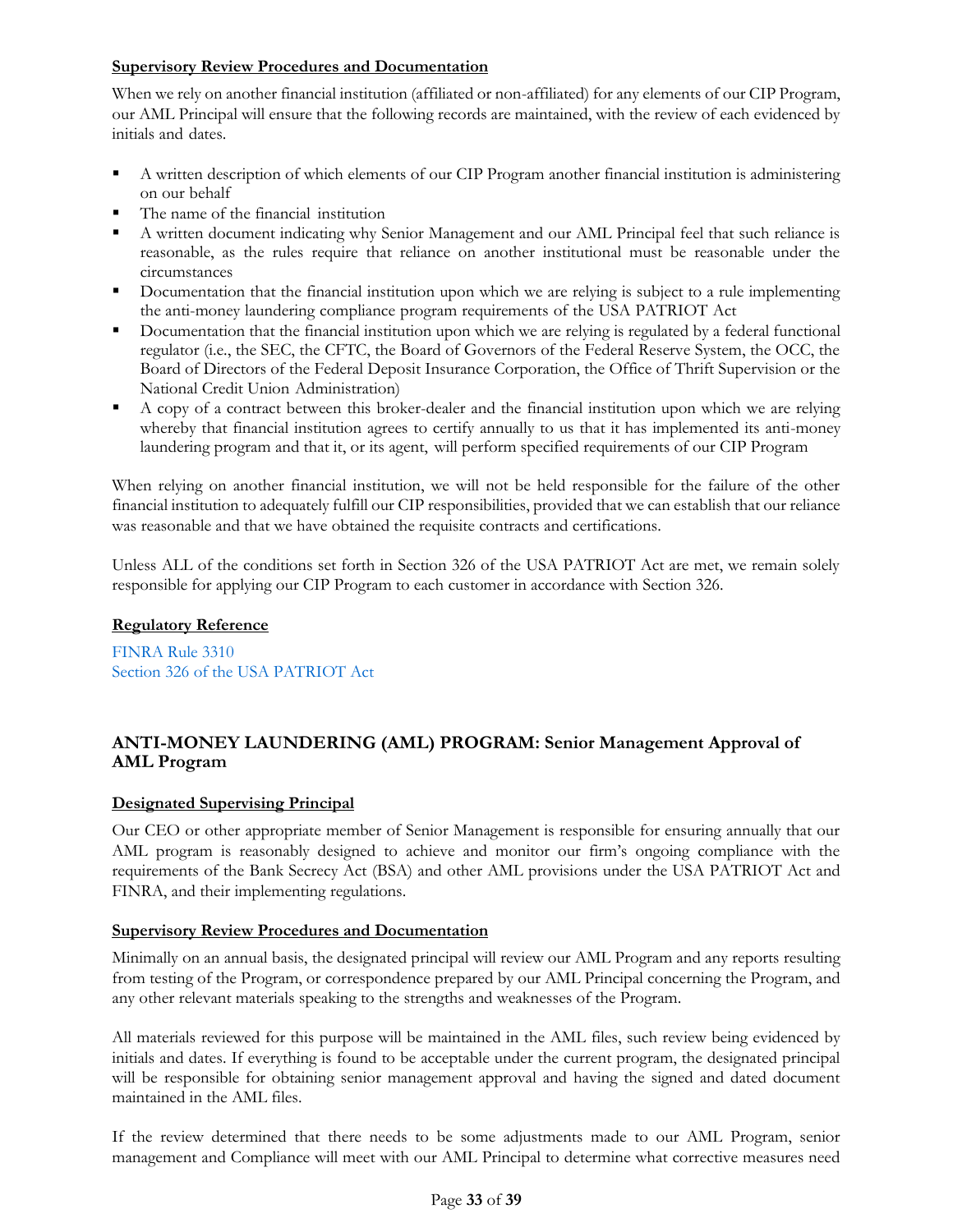**Supervisory Review Procedures and Documentation**

When we rely on another financial institution (affiliated or non-affiliated) for any elements of our CIP Program, our AML Principal will ensure that the following records are maintained, with the review of each evidenced by initials and dates.

- A written description of which elements of our CIP Program another financial institution is administering on our behalf
- The name of the financial institution
- A written document indicating why Senior Management and our AML Principal feel that such reliance is reasonable, as the rules require that reliance on another institutional must be reasonable under the circumstances
- Documentation that the financial institution upon which we are relying is subject to a rule implementing the anti-money laundering compliance program requirements of the USA PATRIOT Act
- Documentation that the financial institution upon which we are relying is regulated by a federal functional regulator (i.e., the SEC, the CFTC, the Board of Governors of the Federal Reserve System, the OCC, the Board of Directors of the Federal Deposit Insurance Corporation, the Office of Thrift Supervision or the National Credit Union Administration)
- A copy of a contract between this broker-dealer and the financial institution upon which we are relying whereby that financial institution agrees to certify annually to us that it has implemented its anti-money laundering program and that it, or its agent, will perform specified requirements of our CIP Program

When relying on another financial institution, we will not be held responsible for the failure of the other financial institution to adequately fulfill our CIP responsibilities, provided that we can establish that our reliance was reasonable and that we have obtained the requisite contracts and certifications.

Unless ALL of the conditions set forth in Section 326 of the USA PATRIOT Act are met, we remain solely responsible for applying our CIP Program to each customer in accordance with Section 326.

**Regulatory Reference**

FINRA Rule 3310
Section 326 of the USA PATRIOT Act

## ANTI-MONEY LAUNDERING (AML) PROGRAM: Senior Management Approval of AML Program

**Designated Supervising Principal**

Our CEO or other appropriate member of Senior Management is responsible for ensuring annually that our AML program is reasonably designed to achieve and monitor our firm's ongoing compliance with the requirements of the Bank Secrecy Act (BSA) and other AML provisions under the USA PATRIOT Act and FINRA, and their implementing regulations.

**Supervisory Review Procedures and Documentation**

Minimally on an annual basis, the designated principal will review our AML Program and any reports resulting from testing of the Program, or correspondence prepared by our AML Principal concerning the Program, and any other relevant materials speaking to the strengths and weaknesses of the Program.

All materials reviewed for this purpose will be maintained in the AML files, such review being evidenced by initials and dates. If everything is found to be acceptable under the current program, the designated principal will be responsible for obtaining senior management approval and having the signed and dated document maintained in the AML files.

If the review determined that there needs to be some adjustments made to our AML Program, senior management and Compliance will meet with our AML Principal to determine what corrective measures need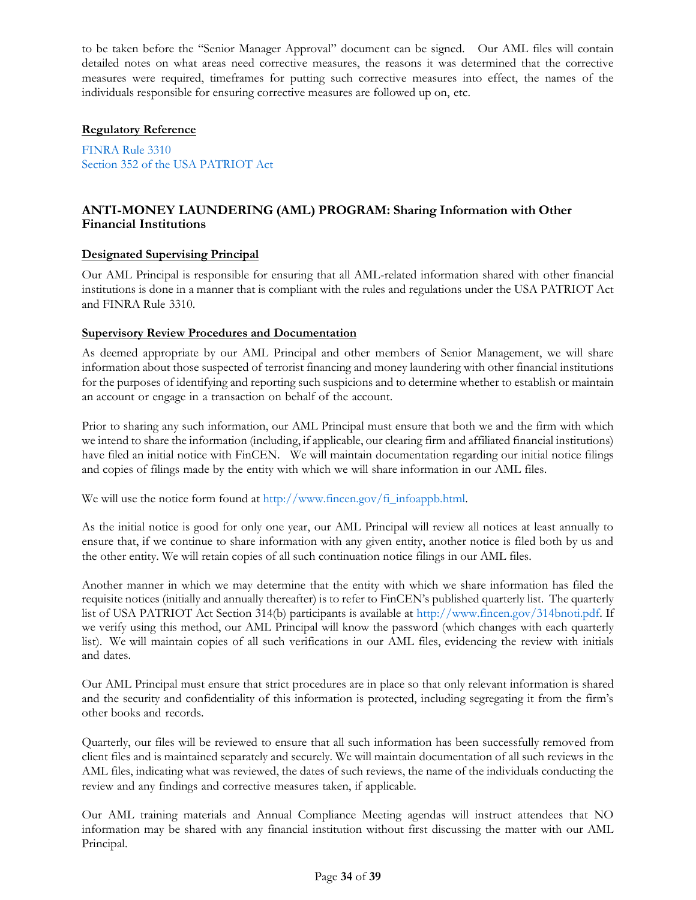to be taken before the "Senior Manager Approval" document can be signed. Our AML files will contain detailed notes on what areas need corrective measures, the reasons it was determined that the corrective measures were required, timeframes for putting such corrective measures into effect, the names of the individuals responsible for ensuring corrective measures are followed up on, etc.

**Regulatory Reference**

FINRA Rule 3310
Section 352 of the USA PATRIOT Act

### ANTI-MONEY LAUNDERING (AML) PROGRAM: Sharing Information with Other Financial Institutions

**Designated Supervising Principal**

Our AML Principal is responsible for ensuring that all AML-related information shared with other financial institutions is done in a manner that is compliant with the rules and regulations under the USA PATRIOT Act and FINRA Rule 3310.

**Supervisory Review Procedures and Documentation**

As deemed appropriate by our AML Principal and other members of Senior Management, we will share information about those suspected of terrorist financing and money laundering with other financial institutions for the purposes of identifying and reporting such suspicions and to determine whether to establish or maintain an account or engage in a transaction on behalf of the account.

Prior to sharing any such information, our AML Principal must ensure that both we and the firm with which we intend to share the information (including, if applicable, our clearing firm and affiliated financial institutions) have filed an initial notice with FinCEN. We will maintain documentation regarding our initial notice filings and copies of filings made by the entity with which we will share information in our AML files.

We will use the notice form found at http://www.fincen.gov/fi_infoappb.html.

As the initial notice is good for only one year, our AML Principal will review all notices at least annually to ensure that, if we continue to share information with any given entity, another notice is filed both by us and the other entity. We will retain copies of all such continuation notice filings in our AML files.

Another manner in which we may determine that the entity with which we share information has filed the requisite notices (initially and annually thereafter) is to refer to FinCEN's published quarterly list. The quarterly list of USA PATRIOT Act Section 314(b) participants is available at http://www.fincen.gov/314bnoti.pdf. If we verify using this method, our AML Principal will know the password (which changes with each quarterly list). We will maintain copies of all such verifications in our AML files, evidencing the review with initials and dates.

Our AML Principal must ensure that strict procedures are in place so that only relevant information is shared and the security and confidentiality of this information is protected, including segregating it from the firm's other books and records.

Quarterly, our files will be reviewed to ensure that all such information has been successfully removed from client files and is maintained separately and securely. We will maintain documentation of all such reviews in the AML files, indicating what was reviewed, the dates of such reviews, the name of the individuals conducting the review and any findings and corrective measures taken, if applicable.

Our AML training materials and Annual Compliance Meeting agendas will instruct attendees that NO information may be shared with any financial institution without first discussing the matter with our AML Principal.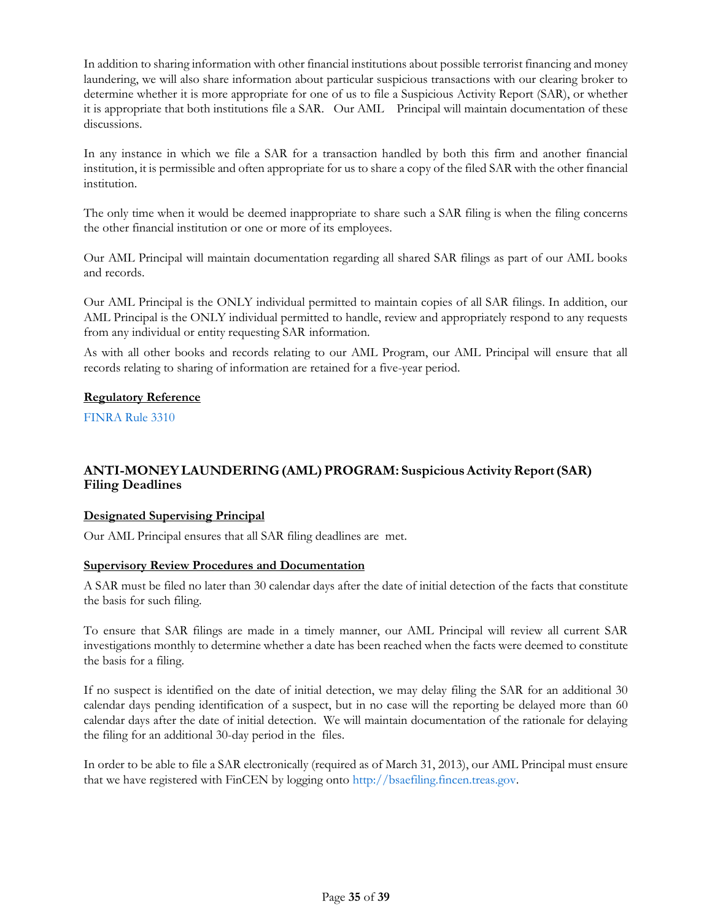In addition to sharing information with other financial institutions about possible terrorist financing and money laundering, we will also share information about particular suspicious transactions with our clearing broker to determine whether it is more appropriate for one of us to file a Suspicious Activity Report (SAR), or whether it is appropriate that both institutions file a SAR. Our AML Principal will maintain documentation of these discussions.

In any instance in which we file a SAR for a transaction handled by both this firm and another financial institution, it is permissible and often appropriate for us to share a copy of the filed SAR with the other financial institution.

The only time when it would be deemed inappropriate to share such a SAR filing is when the filing concerns the other financial institution or one or more of its employees.

Our AML Principal will maintain documentation regarding all shared SAR filings as part of our AML books and records.

Our AML Principal is the ONLY individual permitted to maintain copies of all SAR filings. In addition, our AML Principal is the ONLY individual permitted to handle, review and appropriately respond to any requests from any individual or entity requesting SAR information.

As with all other books and records relating to our AML Program, our AML Principal will ensure that all records relating to sharing of information are retained for a five-year period.

**Regulatory Reference**

FINRA Rule 3310

### ANTI-MONEY LAUNDERING (AML) PROGRAM: Suspicious Activity Report (SAR) Filing Deadlines

**Designated Supervising Principal**

Our AML Principal ensures that all SAR filing deadlines are met.

**Supervisory Review Procedures and Documentation**

A SAR must be filed no later than 30 calendar days after the date of initial detection of the facts that constitute the basis for such filing.

To ensure that SAR filings are made in a timely manner, our AML Principal will review all current SAR investigations monthly to determine whether a date has been reached when the facts were deemed to constitute the basis for a filing.

If no suspect is identified on the date of initial detection, we may delay filing the SAR for an additional 30 calendar days pending identification of a suspect, but in no case will the reporting be delayed more than 60 calendar days after the date of initial detection. We will maintain documentation of the rationale for delaying the filing for an additional 30-day period in the files.

In order to be able to file a SAR electronically (required as of March 31, 2013), our AML Principal must ensure that we have registered with FinCEN by logging onto http://bsaefiling.fincen.treas.gov.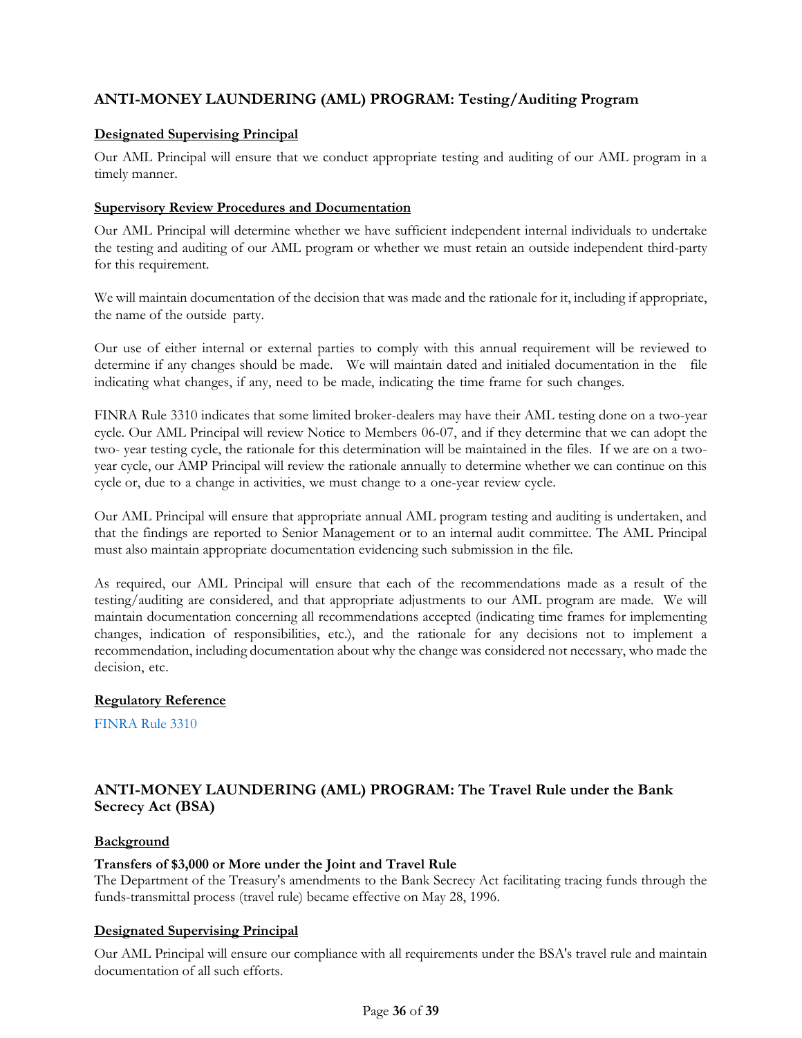## ANTI-MONEY LAUNDERING (AML) PROGRAM: Testing/Auditing Program

**Designated Supervising Principal**

Our AML Principal will ensure that we conduct appropriate testing and auditing of our AML program in a timely manner.

**Supervisory Review Procedures and Documentation**

Our AML Principal will determine whether we have sufficient independent internal individuals to undertake the testing and auditing of our AML program or whether we must retain an outside independent third-party for this requirement.

We will maintain documentation of the decision that was made and the rationale for it, including if appropriate, the name of the outside party.

Our use of either internal or external parties to comply with this annual requirement will be reviewed to determine if any changes should be made. We will maintain dated and initialed documentation in the file indicating what changes, if any, need to be made, indicating the time frame for such changes.

FINRA Rule 3310 indicates that some limited broker-dealers may have their AML testing done on a two-year cycle. Our AML Principal will review Notice to Members 06-07, and if they determine that we can adopt the two- year testing cycle, the rationale for this determination will be maintained in the files. If we are on a two-year cycle, our AMP Principal will review the rationale annually to determine whether we can continue on this cycle or, due to a change in activities, we must change to a one-year review cycle.

Our AML Principal will ensure that appropriate annual AML program testing and auditing is undertaken, and that the findings are reported to Senior Management or to an internal audit committee. The AML Principal must also maintain appropriate documentation evidencing such submission in the file.

As required, our AML Principal will ensure that each of the recommendations made as a result of the testing/auditing are considered, and that appropriate adjustments to our AML program are made. We will maintain documentation concerning all recommendations accepted (indicating time frames for implementing changes, indication of responsibilities, etc.), and the rationale for any decisions not to implement a recommendation, including documentation about why the change was considered not necessary, who made the decision, etc.

**Regulatory Reference**

FINRA Rule 3310

## ANTI-MONEY LAUNDERING (AML) PROGRAM: The Travel Rule under the Bank Secrecy Act (BSA)

**Background**

**Transfers of $3,000 or More under the Joint and Travel Rule**
The Department of the Treasury's amendments to the Bank Secrecy Act facilitating tracing funds through the funds-transmittal process (travel rule) became effective on May 28, 1996.

**Designated Supervising Principal**

Our AML Principal will ensure our compliance with all requirements under the BSA's travel rule and maintain documentation of all such efforts.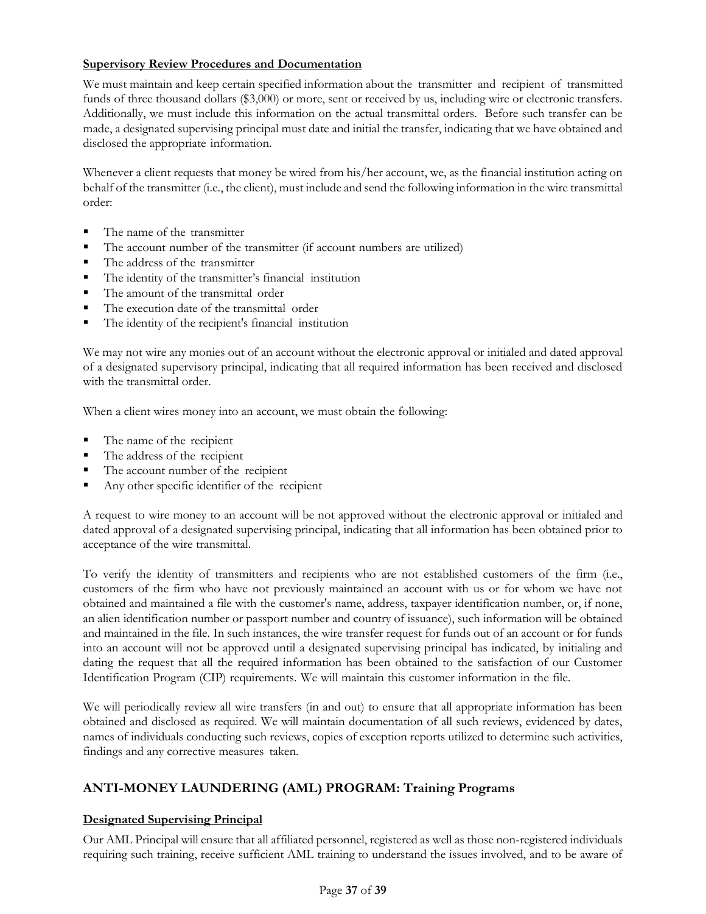**Supervisory Review Procedures and Documentation**

We must maintain and keep certain specified information about the transmitter and recipient of transmitted funds of three thousand dollars ($3,000) or more, sent or received by us, including wire or electronic transfers. Additionally, we must include this information on the actual transmittal orders. Before such transfer can be made, a designated supervising principal must date and initial the transfer, indicating that we have obtained and disclosed the appropriate information.

Whenever a client requests that money be wired from his/her account, we, as the financial institution acting on behalf of the transmitter (i.e., the client), must include and send the following information in the wire transmittal order:

- The name of the transmitter
- The account number of the transmitter (if account numbers are utilized)
- The address of the transmitter
- The identity of the transmitter's financial institution
- The amount of the transmittal order
- The execution date of the transmittal order
- The identity of the recipient's financial institution

We may not wire any monies out of an account without the electronic approval or initialed and dated approval of a designated supervisory principal, indicating that all required information has been received and disclosed with the transmittal order.

When a client wires money into an account, we must obtain the following:

- The name of the recipient
- The address of the recipient
- The account number of the recipient
- Any other specific identifier of the recipient

A request to wire money to an account will be not approved without the electronic approval or initialed and dated approval of a designated supervising principal, indicating that all information has been obtained prior to acceptance of the wire transmittal.

To verify the identity of transmitters and recipients who are not established customers of the firm (i.e., customers of the firm who have not previously maintained an account with us or for whom we have not obtained and maintained a file with the customer's name, address, taxpayer identification number, or, if none, an alien identification number or passport number and country of issuance), such information will be obtained and maintained in the file. In such instances, the wire transfer request for funds out of an account or for funds into an account will not be approved until a designated supervising principal has indicated, by initialing and dating the request that all the required information has been obtained to the satisfaction of our Customer Identification Program (CIP) requirements. We will maintain this customer information in the file.

We will periodically review all wire transfers (in and out) to ensure that all appropriate information has been obtained and disclosed as required. We will maintain documentation of all such reviews, evidenced by dates, names of individuals conducting such reviews, copies of exception reports utilized to determine such activities, findings and any corrective measures taken.

## ANTI-MONEY LAUNDERING (AML) PROGRAM: Training Programs

**Designated Supervising Principal**

Our AML Principal will ensure that all affiliated personnel, registered as well as those non-registered individuals requiring such training, receive sufficient AML training to understand the issues involved, and to be aware of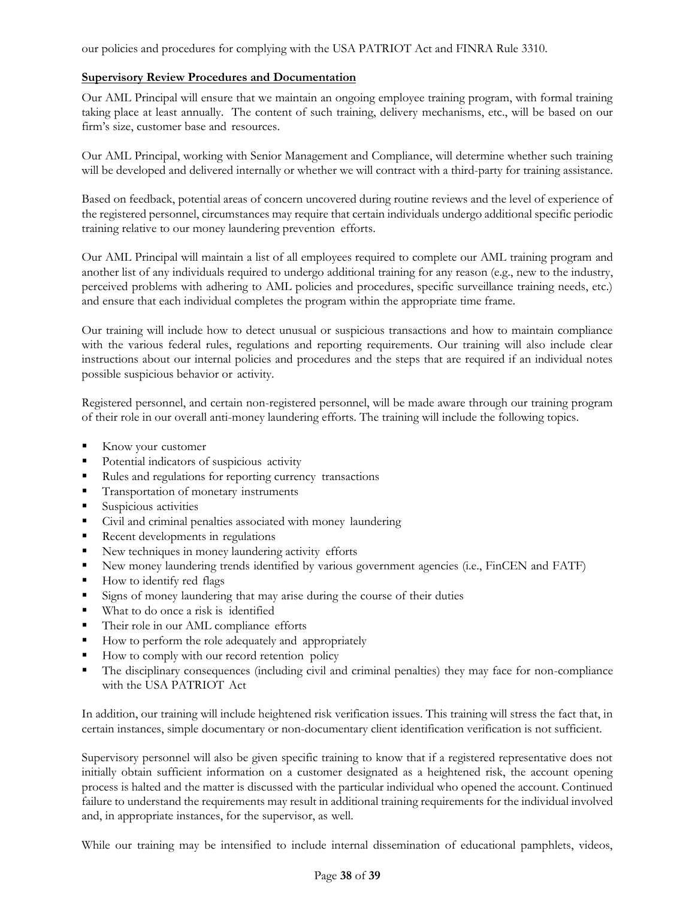our policies and procedures for complying with the USA PATRIOT Act and FINRA Rule 3310.

**Supervisory Review Procedures and Documentation**

Our AML Principal will ensure that we maintain an ongoing employee training program, with formal training taking place at least annually. The content of such training, delivery mechanisms, etc., will be based on our firm's size, customer base and resources.

Our AML Principal, working with Senior Management and Compliance, will determine whether such training will be developed and delivered internally or whether we will contract with a third-party for training assistance.

Based on feedback, potential areas of concern uncovered during routine reviews and the level of experience of the registered personnel, circumstances may require that certain individuals undergo additional specific periodic training relative to our money laundering prevention efforts.

Our AML Principal will maintain a list of all employees required to complete our AML training program and another list of any individuals required to undergo additional training for any reason (e.g., new to the industry, perceived problems with adhering to AML policies and procedures, specific surveillance training needs, etc.) and ensure that each individual completes the program within the appropriate time frame.

Our training will include how to detect unusual or suspicious transactions and how to maintain compliance with the various federal rules, regulations and reporting requirements. Our training will also include clear instructions about our internal policies and procedures and the steps that are required if an individual notes possible suspicious behavior or activity.

Registered personnel, and certain non-registered personnel, will be made aware through our training program of their role in our overall anti-money laundering efforts. The training will include the following topics.

- Know your customer
- Potential indicators of suspicious activity
- Rules and regulations for reporting currency transactions
- Transportation of monetary instruments
- Suspicious activities
- Civil and criminal penalties associated with money laundering
- Recent developments in regulations
- New techniques in money laundering activity efforts
- New money laundering trends identified by various government agencies (i.e., FinCEN and FATF)
- How to identify red flags
- Signs of money laundering that may arise during the course of their duties
- What to do once a risk is identified
- Their role in our AML compliance efforts
- How to perform the role adequately and appropriately
- How to comply with our record retention policy
- The disciplinary consequences (including civil and criminal penalties) they may face for non-compliance with the USA PATRIOT Act

In addition, our training will include heightened risk verification issues. This training will stress the fact that, in certain instances, simple documentary or non-documentary client identification verification is not sufficient.

Supervisory personnel will also be given specific training to know that if a registered representative does not initially obtain sufficient information on a customer designated as a heightened risk, the account opening process is halted and the matter is discussed with the particular individual who opened the account. Continued failure to understand the requirements may result in additional training requirements for the individual involved and, in appropriate instances, for the supervisor, as well.

While our training may be intensified to include internal dissemination of educational pamphlets, videos,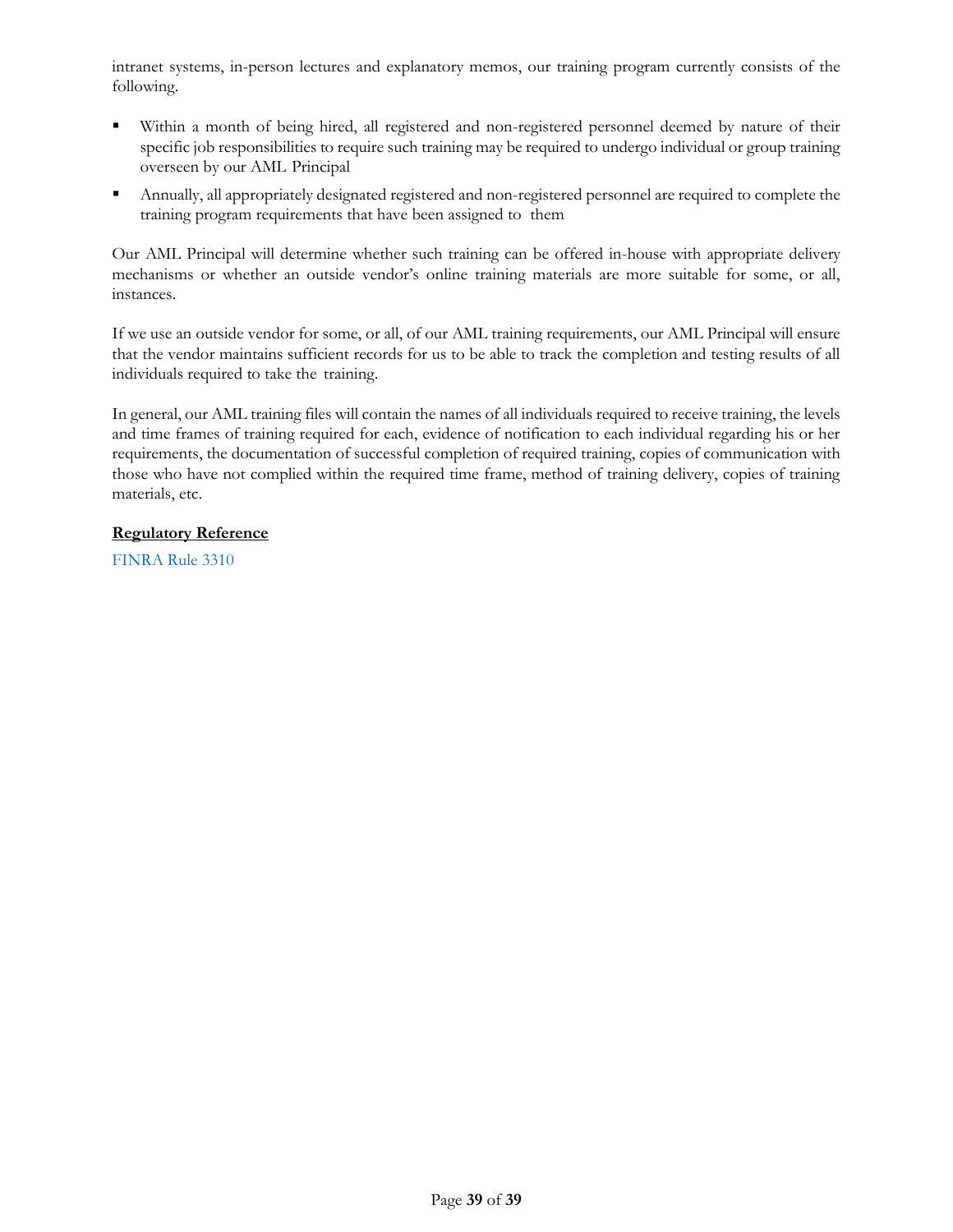intranet systems, in-person lectures and explanatory memos, our training program currently consists of the following.

- Within a month of being hired, all registered and non-registered personnel deemed by nature of their specific job responsibilities to require such training may be required to undergo individual or group training overseen by our AML Principal
- Annually, all appropriately designated registered and non-registered personnel are required to complete the training program requirements that have been assigned to them

Our AML Principal will determine whether such training can be offered in-house with appropriate delivery mechanisms or whether an outside vendor's online training materials are more suitable for some, or all, instances.

If we use an outside vendor for some, or all, of our AML training requirements, our AML Principal will ensure that the vendor maintains sufficient records for us to be able to track the completion and testing results of all individuals required to take the training.

In general, our AML training files will contain the names of all individuals required to receive training, the levels and time frames of training required for each, evidence of notification to each individual regarding his or her requirements, the documentation of successful completion of required training, copies of communication with those who have not complied within the required time frame, method of training delivery, copies of training materials, etc.

**Regulatory Reference**

FINRA Rule 3310